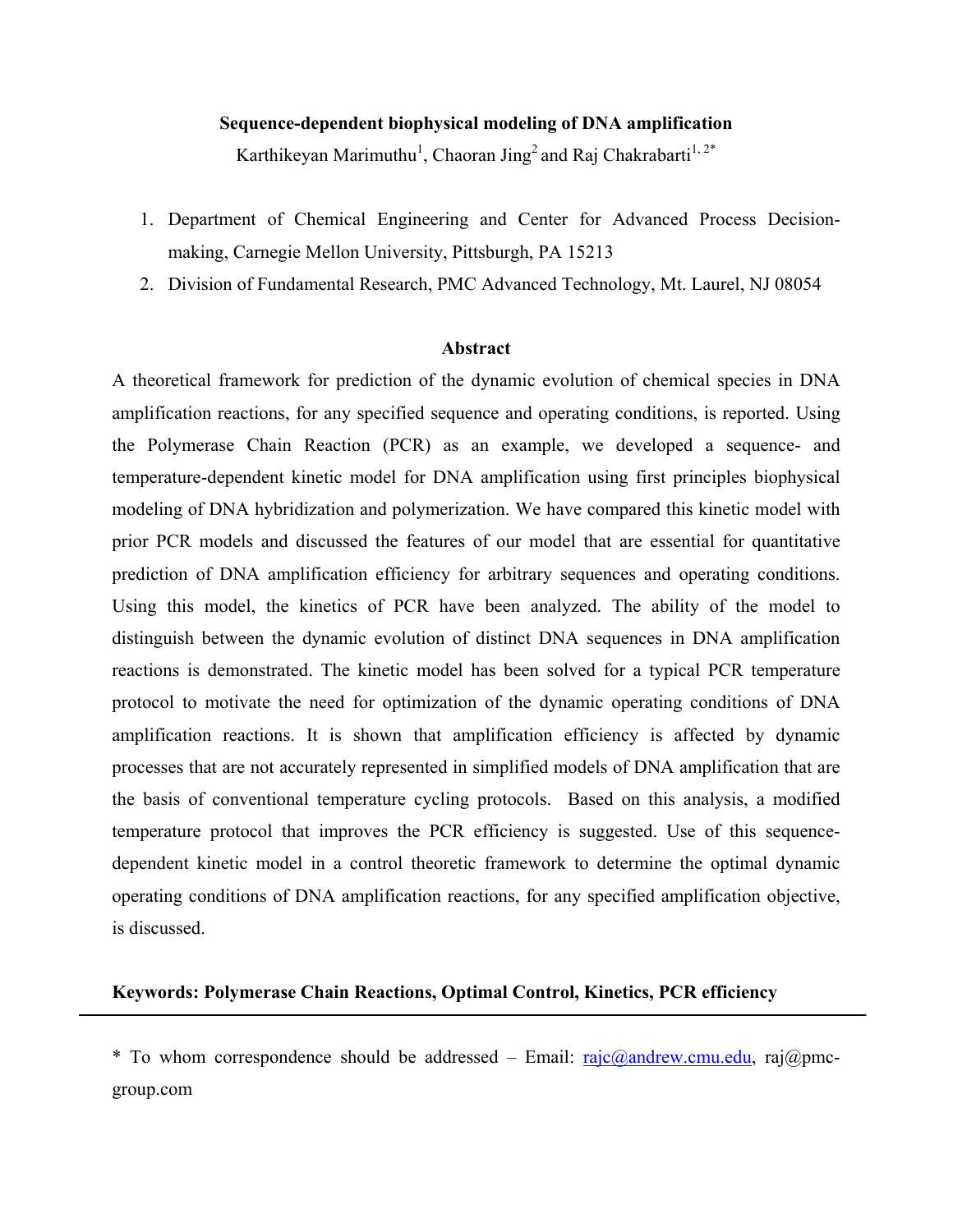# Sequence-dependent biophysical modeling of DNA amplification

Karthikeyan Marimuthu[1], Chaoran Jing[2] and Raj Chakrabarti[1, 2*]

1. Department of Chemical Engineering and Center for Advanced Process Decision-making, Carnegie Mellon University, Pittsburgh, PA 15213
2. Division of Fundamental Research, PMC Advanced Technology, Mt. Laurel, NJ 08054

## Abstract

A theoretical framework for prediction of the dynamic evolution of chemical species in DNA amplification reactions, for any specified sequence and operating conditions, is reported. Using the Polymerase Chain Reaction (PCR) as an example, we developed a sequence- and temperature-dependent kinetic model for DNA amplification using first principles biophysical modeling of DNA hybridization and polymerization. We have compared this kinetic model with prior PCR models and discussed the features of our model that are essential for quantitative prediction of DNA amplification efficiency for arbitrary sequences and operating conditions. Using this model, the kinetics of PCR have been analyzed. The ability of the model to distinguish between the dynamic evolution of distinct DNA sequences in DNA amplification reactions is demonstrated. The kinetic model has been solved for a typical PCR temperature protocol to motivate the need for optimization of the dynamic operating conditions of DNA amplification reactions. It is shown that amplification efficiency is affected by dynamic processes that are not accurately represented in simplified models of DNA amplification that are the basis of conventional temperature cycling protocols. Based on this analysis, a modified temperature protocol that improves the PCR efficiency is suggested. Use of this sequence-dependent kinetic model in a control theoretic framework to determine the optimal dynamic operating conditions of DNA amplification reactions, for any specified amplification objective, is discussed.

**Keywords: Polymerase Chain Reactions, Optimal Control, Kinetics, PCR efficiency**

---

* To whom correspondence should be addressed – Email: rajc@andrew.cmu.edu, raj@pmc-group.com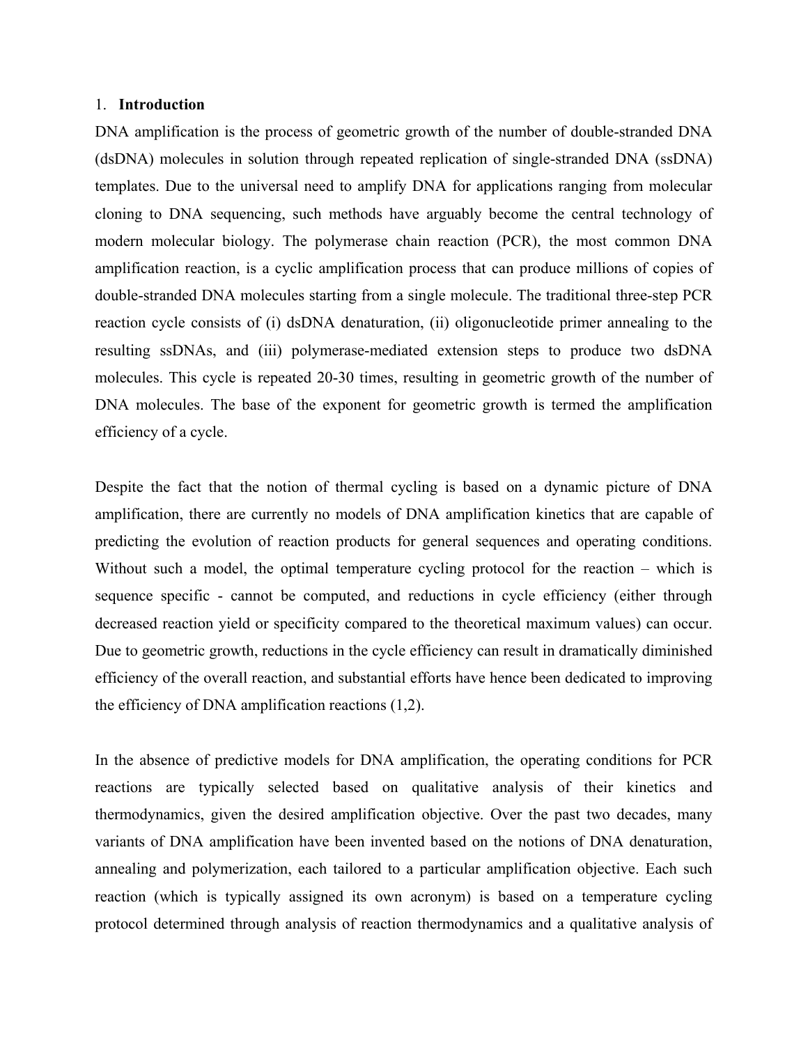## 1. **Introduction**

DNA amplification is the process of geometric growth of the number of double-stranded DNA (dsDNA) molecules in solution through repeated replication of single-stranded DNA (ssDNA) templates. Due to the universal need to amplify DNA for applications ranging from molecular cloning to DNA sequencing, such methods have arguably become the central technology of modern molecular biology. The polymerase chain reaction (PCR), the most common DNA amplification reaction, is a cyclic amplification process that can produce millions of copies of double-stranded DNA molecules starting from a single molecule. The traditional three-step PCR reaction cycle consists of (i) dsDNA denaturation, (ii) oligonucleotide primer annealing to the resulting ssDNAs, and (iii) polymerase-mediated extension steps to produce two dsDNA molecules. This cycle is repeated 20-30 times, resulting in geometric growth of the number of DNA molecules. The base of the exponent for geometric growth is termed the amplification efficiency of a cycle.

Despite the fact that the notion of thermal cycling is based on a dynamic picture of DNA amplification, there are currently no models of DNA amplification kinetics that are capable of predicting the evolution of reaction products for general sequences and operating conditions. Without such a model, the optimal temperature cycling protocol for the reaction – which is sequence specific - cannot be computed, and reductions in cycle efficiency (either through decreased reaction yield or specificity compared to the theoretical maximum values) can occur. Due to geometric growth, reductions in the cycle efficiency can result in dramatically diminished efficiency of the overall reaction, and substantial efforts have hence been dedicated to improving the efficiency of DNA amplification reactions (1,2).

In the absence of predictive models for DNA amplification, the operating conditions for PCR reactions are typically selected based on qualitative analysis of their kinetics and thermodynamics, given the desired amplification objective. Over the past two decades, many variants of DNA amplification have been invented based on the notions of DNA denaturation, annealing and polymerization, each tailored to a particular amplification objective. Each such reaction (which is typically assigned its own acronym) is based on a temperature cycling protocol determined through analysis of reaction thermodynamics and a qualitative analysis of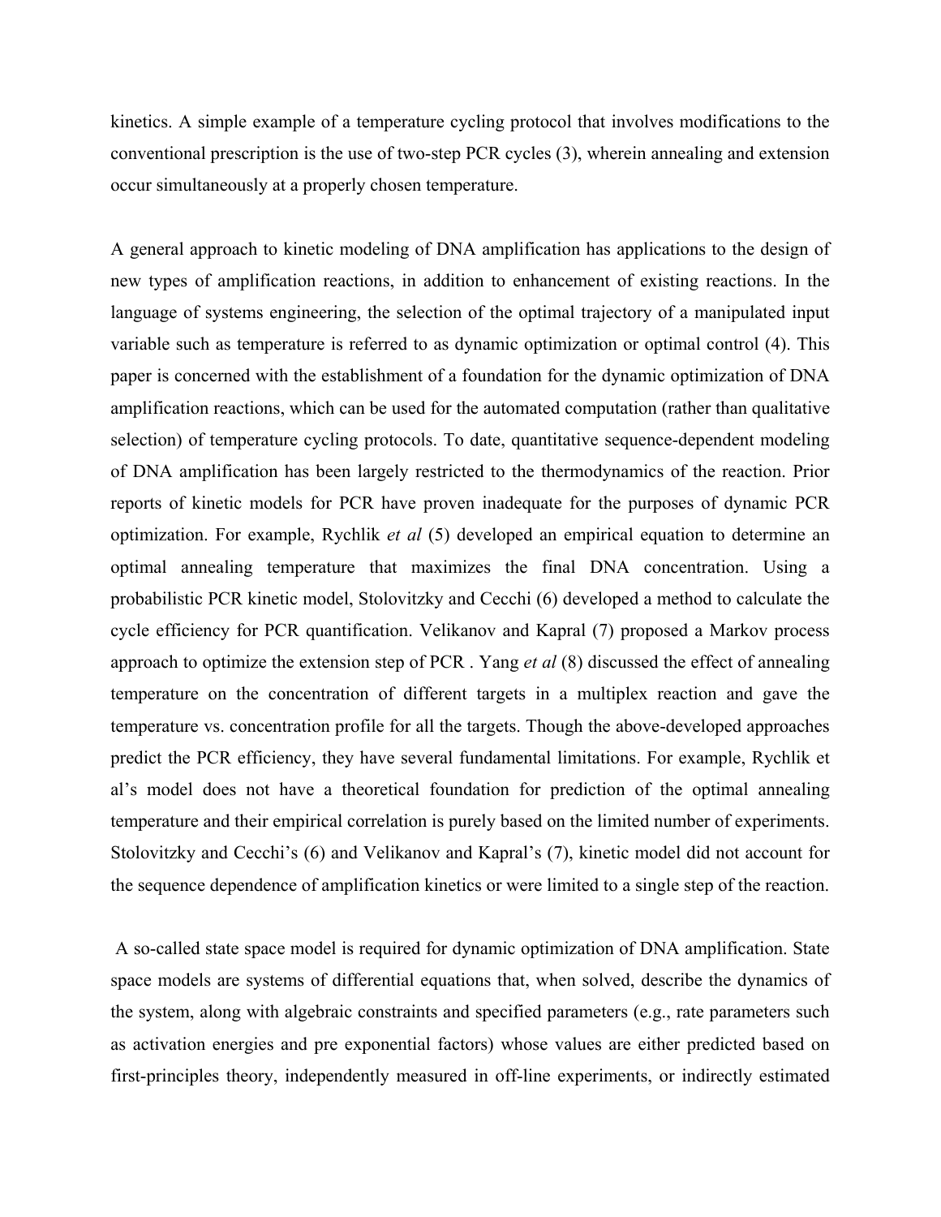kinetics. A simple example of a temperature cycling protocol that involves modifications to the conventional prescription is the use of two-step PCR cycles (3), wherein annealing and extension occur simultaneously at a properly chosen temperature.

A general approach to kinetic modeling of DNA amplification has applications to the design of new types of amplification reactions, in addition to enhancement of existing reactions. In the language of systems engineering, the selection of the optimal trajectory of a manipulated input variable such as temperature is referred to as dynamic optimization or optimal control (4). This paper is concerned with the establishment of a foundation for the dynamic optimization of DNA amplification reactions, which can be used for the automated computation (rather than qualitative selection) of temperature cycling protocols. To date, quantitative sequence-dependent modeling of DNA amplification has been largely restricted to the thermodynamics of the reaction. Prior reports of kinetic models for PCR have proven inadequate for the purposes of dynamic PCR optimization. For example, Rychlik *et al* (5) developed an empirical equation to determine an optimal annealing temperature that maximizes the final DNA concentration. Using a probabilistic PCR kinetic model, Stolovitzky and Cecchi (6) developed a method to calculate the cycle efficiency for PCR quantification. Velikanov and Kapral (7) proposed a Markov process approach to optimize the extension step of PCR . Yang *et al* (8) discussed the effect of annealing temperature on the concentration of different targets in a multiplex reaction and gave the temperature vs. concentration profile for all the targets. Though the above-developed approaches predict the PCR efficiency, they have several fundamental limitations. For example, Rychlik et al's model does not have a theoretical foundation for prediction of the optimal annealing temperature and their empirical correlation is purely based on the limited number of experiments. Stolovitzky and Cecchi's (6) and Velikanov and Kapral's (7), kinetic model did not account for the sequence dependence of amplification kinetics or were limited to a single step of the reaction.

A so-called state space model is required for dynamic optimization of DNA amplification. State space models are systems of differential equations that, when solved, describe the dynamics of the system, along with algebraic constraints and specified parameters (e.g., rate parameters such as activation energies and pre exponential factors) whose values are either predicted based on first-principles theory, independently measured in off-line experiments, or indirectly estimated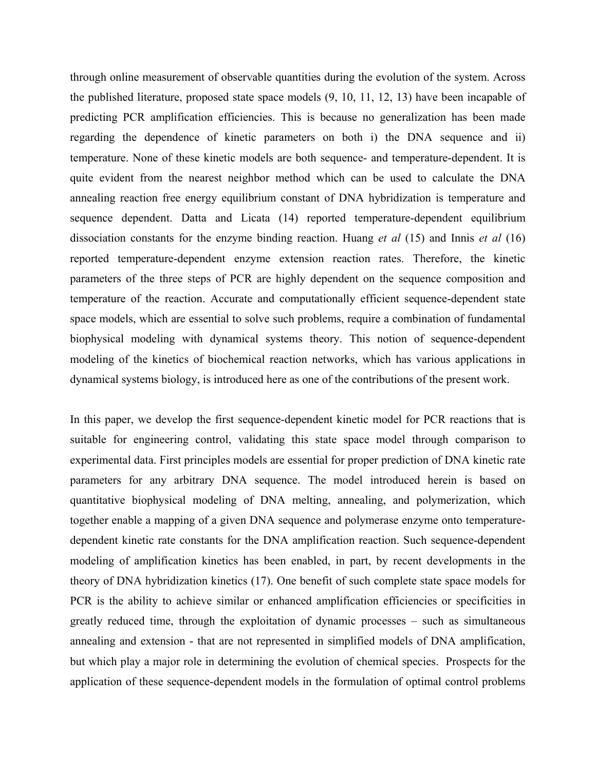through online measurement of observable quantities during the evolution of the system. Across the published literature, proposed state space models (9, 10, 11, 12, 13) have been incapable of predicting PCR amplification efficiencies. This is because no generalization has been made regarding the dependence of kinetic parameters on both i) the DNA sequence and ii) temperature. None of these kinetic models are both sequence- and temperature-dependent. It is quite evident from the nearest neighbor method which can be used to calculate the DNA annealing reaction free energy equilibrium constant of DNA hybridization is temperature and sequence dependent. Datta and Licata (14) reported temperature-dependent equilibrium dissociation constants for the enzyme binding reaction. Huang *et al* (15) and Innis *et al* (16) reported temperature-dependent enzyme extension reaction rates. Therefore, the kinetic parameters of the three steps of PCR are highly dependent on the sequence composition and temperature of the reaction. Accurate and computationally efficient sequence-dependent state space models, which are essential to solve such problems, require a combination of fundamental biophysical modeling with dynamical systems theory. This notion of sequence-dependent modeling of the kinetics of biochemical reaction networks, which has various applications in dynamical systems biology, is introduced here as one of the contributions of the present work.

In this paper, we develop the first sequence-dependent kinetic model for PCR reactions that is suitable for engineering control, validating this state space model through comparison to experimental data. First principles models are essential for proper prediction of DNA kinetic rate parameters for any arbitrary DNA sequence. The model introduced herein is based on quantitative biophysical modeling of DNA melting, annealing, and polymerization, which together enable a mapping of a given DNA sequence and polymerase enzyme onto temperature-dependent kinetic rate constants for the DNA amplification reaction. Such sequence-dependent modeling of amplification kinetics has been enabled, in part, by recent developments in the theory of DNA hybridization kinetics (17). One benefit of such complete state space models for PCR is the ability to achieve similar or enhanced amplification efficiencies or specificities in greatly reduced time, through the exploitation of dynamic processes – such as simultaneous annealing and extension - that are not represented in simplified models of DNA amplification, but which play a major role in determining the evolution of chemical species. Prospects for the application of these sequence-dependent models in the formulation of optimal control problems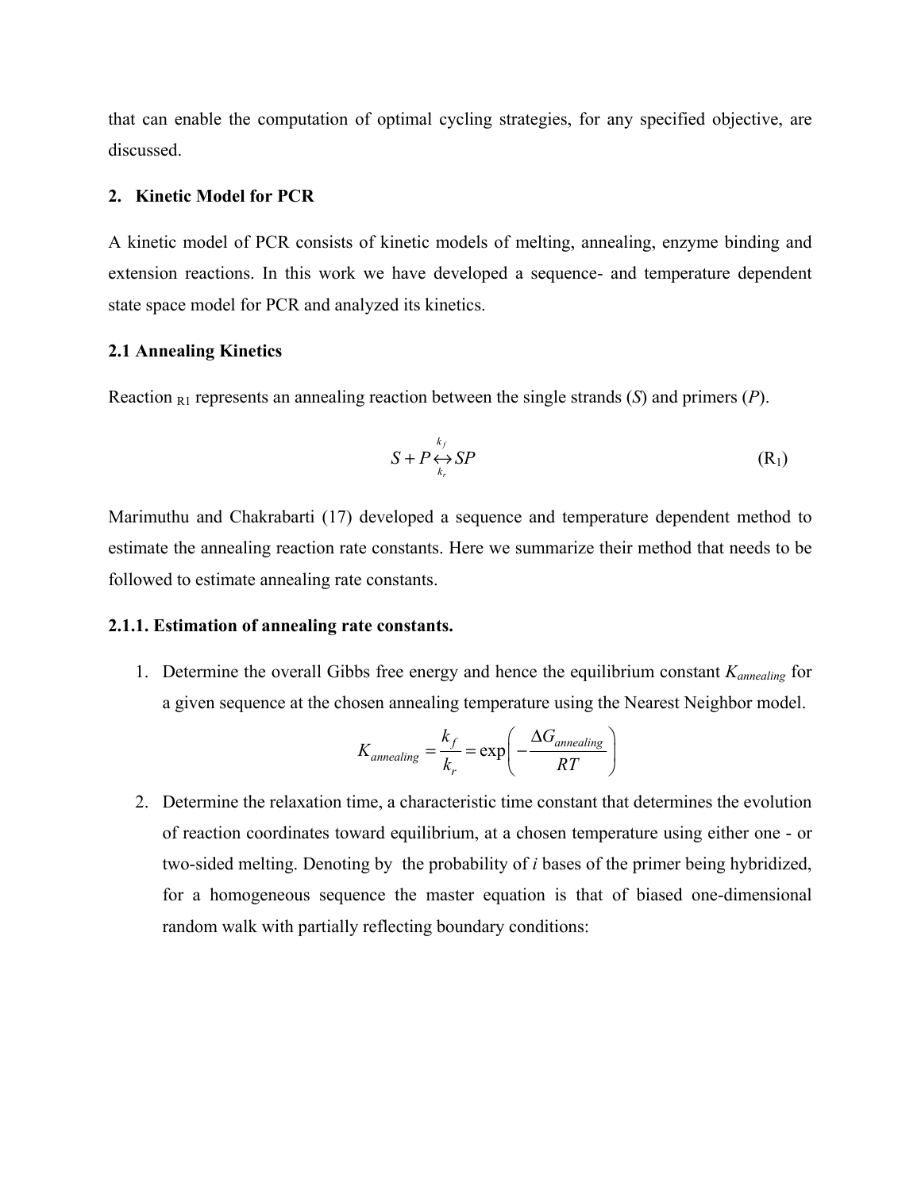that can enable the computation of optimal cycling strategies, for any specified objective, are discussed.

## 2. Kinetic Model for PCR

A kinetic model of PCR consists of kinetic models of melting, annealing, enzyme binding and extension reactions. In this work we have developed a sequence- and temperature dependent state space model for PCR and analyzed its kinetics.

### 2.1 Annealing Kinetics

Reaction $_{R1}$ represents an annealing reaction between the single strands (*S*) and primers (*P*).

$$S + P \underset{k_r}{\overset{k_f}{\leftrightarrow}} SP \qquad (R_1)$$

Marimuthu and Chakrabarti (17) developed a sequence and temperature dependent method to estimate the annealing reaction rate constants. Here we summarize their method that needs to be followed to estimate annealing rate constants.

#### 2.1.1. Estimation of annealing rate constants.

1. Determine the overall Gibbs free energy and hence the equilibrium constant $K_{annealing}$ for a given sequence at the chosen annealing temperature using the Nearest Neighbor model.

$$K_{annealing} = \frac{k_f}{k_r} = \exp\left(-\frac{\Delta G_{annealing}}{RT}\right)$$

2. Determine the relaxation time, a characteristic time constant that determines the evolution of reaction coordinates toward equilibrium, at a chosen temperature using either one - or two-sided melting. Denoting by the probability of *i* bases of the primer being hybridized, for a homogeneous sequence the master equation is that of biased one-dimensional random walk with partially reflecting boundary conditions: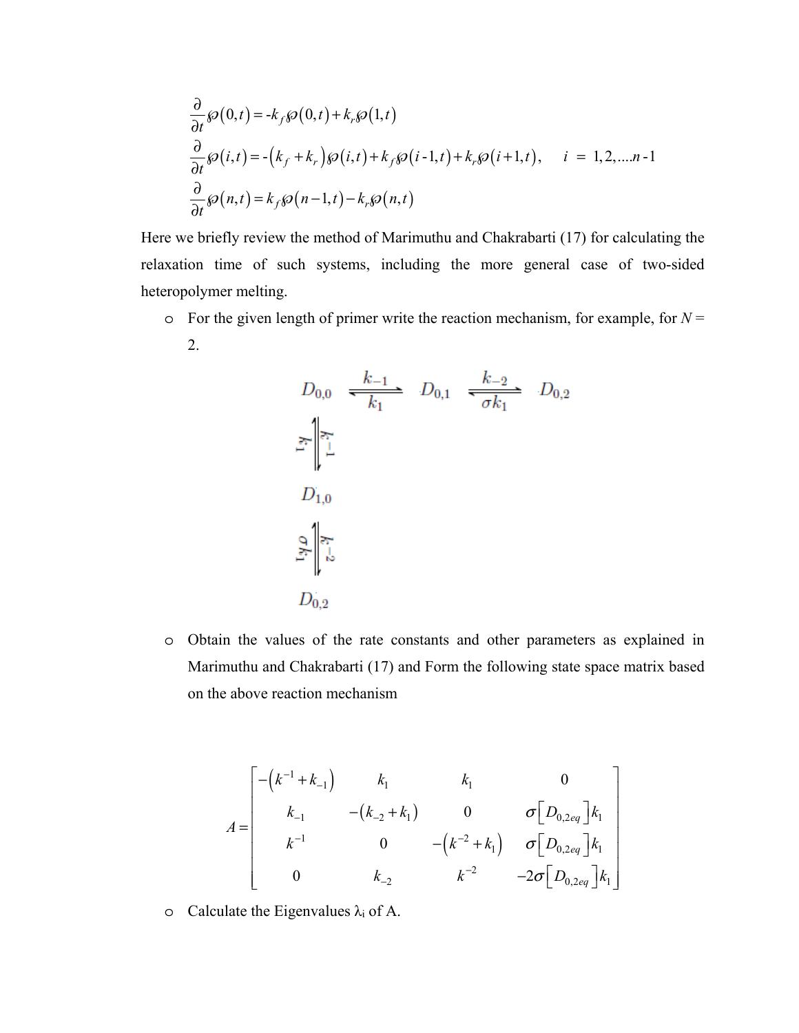$$\frac{\partial}{\partial t}\wp(0,t) = -k_f\wp(0,t) + k_r\wp(1,t)$$

$$\frac{\partial}{\partial t}\wp(i,t) = -\left(k_f + k_r\right)\wp(i,t) + k_f\wp(i-1,t) + k_r\wp(i+1,t), \quad i = 1,2,\ldots n-1$$

$$\frac{\partial}{\partial t}\wp(n,t) = k_f\wp(n-1,t) - k_r\wp(n,t)$$

Here we briefly review the method of Marimuthu and Chakrabarti (17) for calculating the relaxation time of such systems, including the more general case of two-sided heteropolymer melting.

- For the given length of primer write the reaction mechanism, for example, for $N = 2$.

$$D_{0,0} \underset{k_1}{\overset{k_{-1}}{\rightleftharpoons}} D_{0,1} \underset{\sigma k_1}{\overset{k_{-2}}{\rightleftharpoons}} D_{0,2}$$

$$D_{0,0} \underset{k_1}{\overset{k^{-1}}{\rightleftharpoons}} D_{1,0} \underset{\sigma k_1}{\overset{k^{-2}}{\rightleftharpoons}} D_{0,2}$$

- Obtain the values of the rate constants and other parameters as explained in Marimuthu and Chakrabarti (17) and Form the following state space matrix based on the above reaction mechanism

$$A = \begin{bmatrix} -\left(k^{-1} + k_{-1}\right) & k_1 & k_1 & 0 \\ k_{-1} & -\left(k_{-2} + k_1\right) & 0 & \sigma\left[D_{0,2eq}\right]k_1 \\ k^{-1} & 0 & -\left(k^{-2} + k_1\right) & \sigma\left[D_{0,2eq}\right]k_1 \\ 0 & k_{-2} & k^{-2} & -2\sigma\left[D_{0,2eq}\right]k_1 \end{bmatrix}$$

- Calculate the Eigenvalues $\lambda_i$ of A.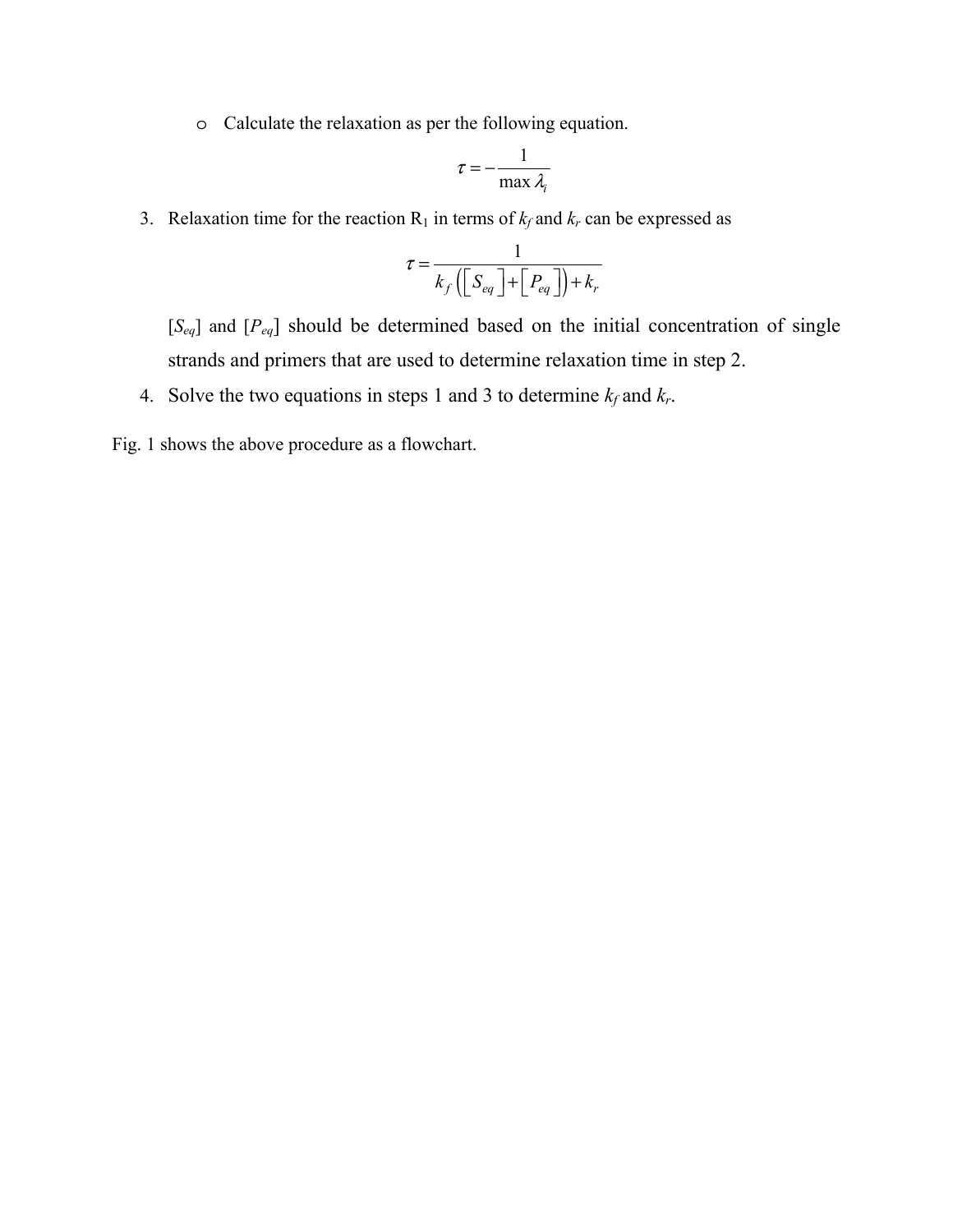- Calculate the relaxation as per the following equation.

$$\tau = -\frac{1}{\max \lambda_i}$$

3. Relaxation time for the reaction $R_1$ in terms of $k_f$ and $k_r$ can be expressed as

$$\tau = \frac{1}{k_f\left(\left[S_{eq}\right]+\left[P_{eq}\right]\right)+k_r}$$

   $[S_{eq}]$ and $[P_{eq}]$ should be determined based on the initial concentration of single strands and primers that are used to determine relaxation time in step 2.

4. Solve the two equations in steps 1 and 3 to determine $k_f$ and $k_r$.

Fig. 1 shows the above procedure as a flowchart.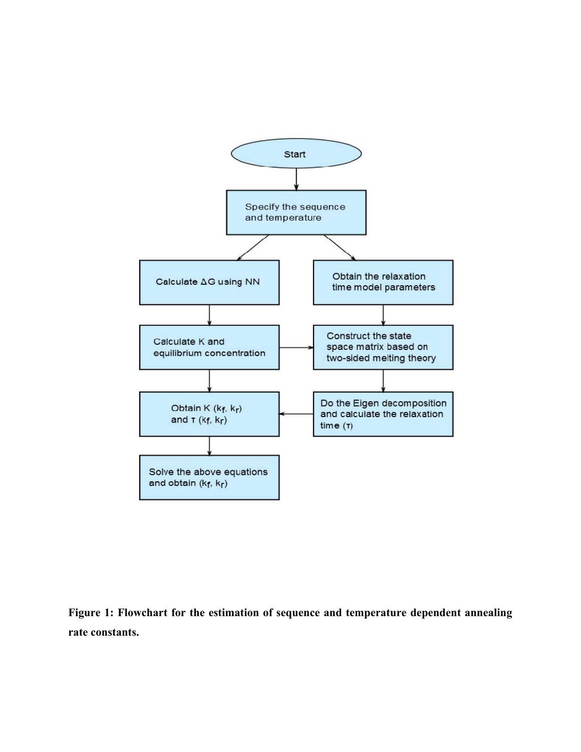Start

Specify the sequence and temperature

Calculate $\Delta G$ using NN

Obtain the relaxation time model parameters

Calculate K and equilibrium concentration

Construct the state space matrix based on two-sided melting theory

Obtain K ($k_f$, $k_r$) and $\tau$ ($k_f$, $k_r$)

Do the Eigen decomposition and calculate the relaxation time ($\tau$)

Solve the above equations and obtain ($k_f$, $k_r$)

**Figure 1: Flowchart for the estimation of sequence and temperature dependent annealing rate constants.**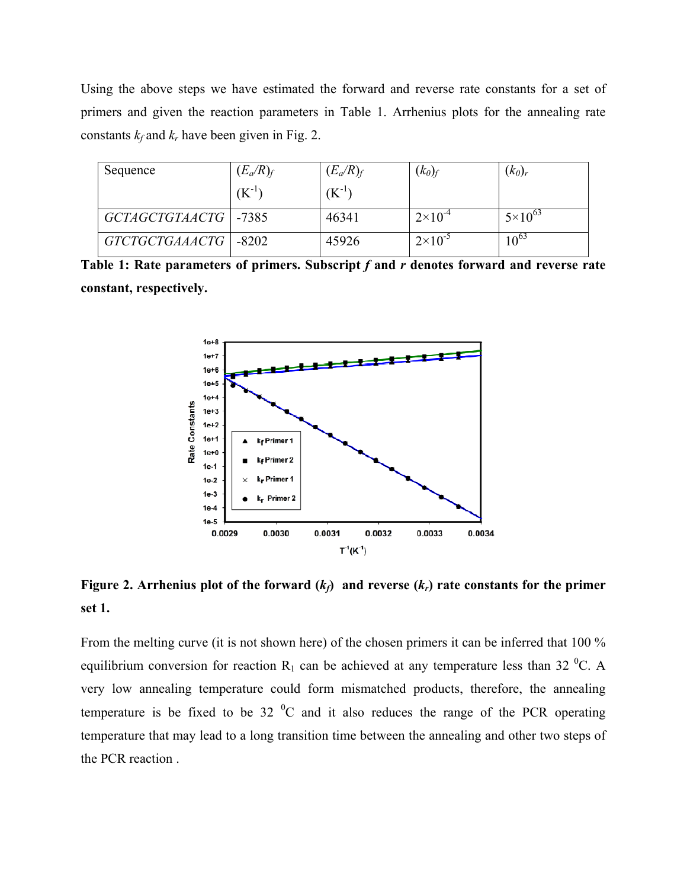Using the above steps we have estimated the forward and reverse rate constants for a set of primers and given the reaction parameters in Table 1. Arrhenius plots for the annealing rate constants $k_f$ and $k_r$ have been given in Fig. 2.

| Sequence | $(E_a/R)_f$ ($K^{-1}$) | $(E_a/R)_f$ ($K^{-1}$) | $(k_0)_f$ | $(k_0)_r$ |
|---|---|---|---|---|
| *GCTAGCTGTAACTG* | -7385 | 46341 | $2\times10^{-4}$ | $5\times10^{63}$ |
| *GTCTGCTGAAACTG* | -8202 | 45926 | $2\times10^{-5}$ | $10^{63}$ |

**Table 1: Rate parameters of primers. Subscript *f* and *r* denotes forward and reverse rate constant, respectively.**

**Figure 2. Arrhenius plot of the forward ($k_f$) and reverse ($k_r$) rate constants for the primer set 1.**

From the melting curve (it is not shown here) of the chosen primers it can be inferred that 100 % equilibrium conversion for reaction $R_1$ can be achieved at any temperature less than 32 $^0$C. A very low annealing temperature could form mismatched products, therefore, the annealing temperature is be fixed to be 32 $^0$C and it also reduces the range of the PCR operating temperature that may lead to a long transition time between the annealing and other two steps of the PCR reaction .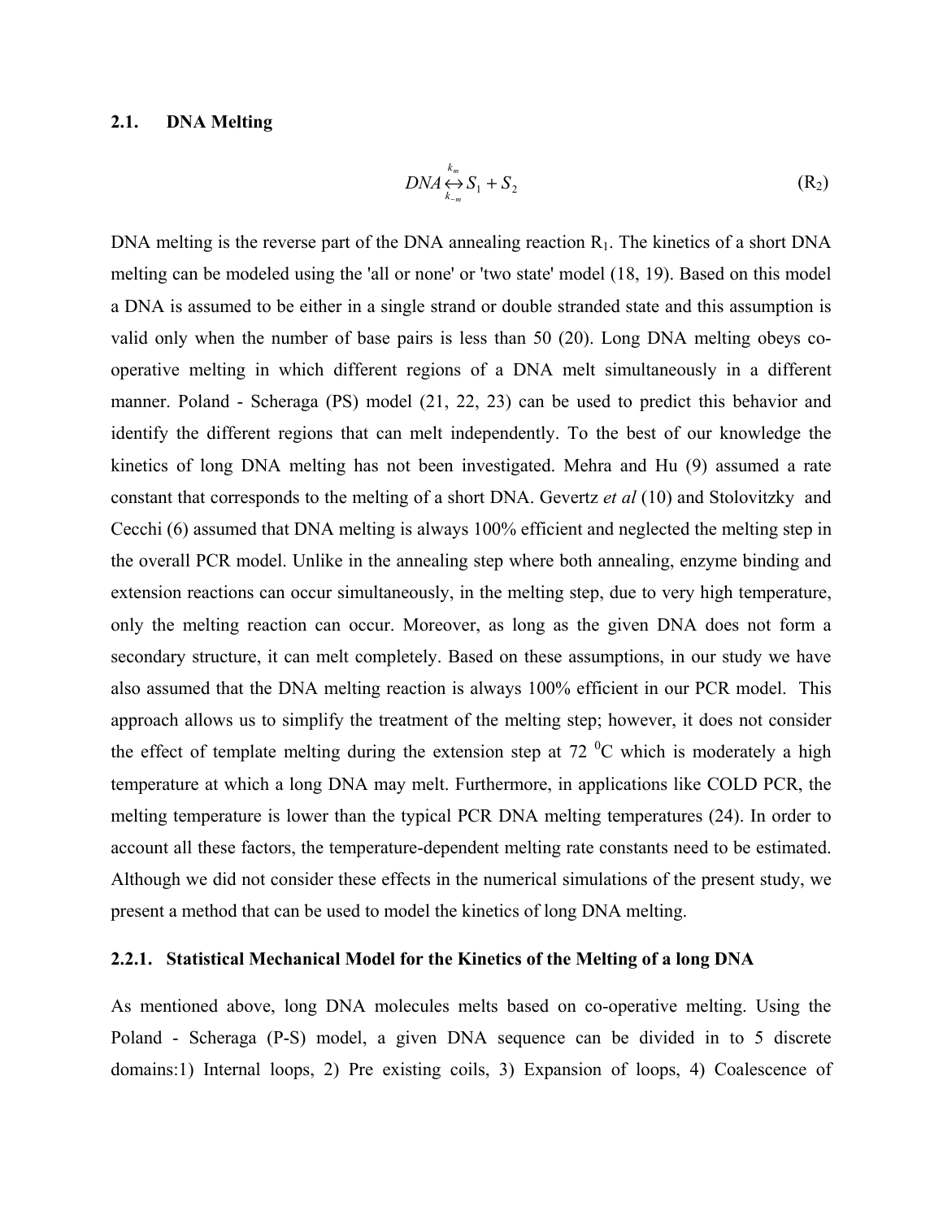### 2.1. DNA Melting

$$DNA \underset{k_{-m}}{\overset{k_m}{\leftrightarrow}} S_1 + S_2 \tag{R$_2$}$$

DNA melting is the reverse part of the DNA annealing reaction $R_1$. The kinetics of a short DNA melting can be modeled using the 'all or none' or 'two state' model (18, 19). Based on this model a DNA is assumed to be either in a single strand or double stranded state and this assumption is valid only when the number of base pairs is less than 50 (20). Long DNA melting obeys co-operative melting in which different regions of a DNA melt simultaneously in a different manner. Poland - Scheraga (PS) model (21, 22, 23) can be used to predict this behavior and identify the different regions that can melt independently. To the best of our knowledge the kinetics of long DNA melting has not been investigated. Mehra and Hu (9) assumed a rate constant that corresponds to the melting of a short DNA. Gevertz *et al* (10) and Stolovitzky and Cecchi (6) assumed that DNA melting is always 100% efficient and neglected the melting step in the overall PCR model. Unlike in the annealing step where both annealing, enzyme binding and extension reactions can occur simultaneously, in the melting step, due to very high temperature, only the melting reaction can occur. Moreover, as long as the given DNA does not form a secondary structure, it can melt completely. Based on these assumptions, in our study we have also assumed that the DNA melting reaction is always 100% efficient in our PCR model. This approach allows us to simplify the treatment of the melting step; however, it does not consider the effect of template melting during the extension step at 72 $^0$C which is moderately a high temperature at which a long DNA may melt. Furthermore, in applications like COLD PCR, the melting temperature is lower than the typical PCR DNA melting temperatures (24). In order to account all these factors, the temperature-dependent melting rate constants need to be estimated. Although we did not consider these effects in the numerical simulations of the present study, we present a method that can be used to model the kinetics of long DNA melting.

### 2.2.1. Statistical Mechanical Model for the Kinetics of the Melting of a long DNA

As mentioned above, long DNA molecules melts based on co-operative melting. Using the Poland - Scheraga (P-S) model, a given DNA sequence can be divided in to 5 discrete domains:1) Internal loops, 2) Pre existing coils, 3) Expansion of loops, 4) Coalescence of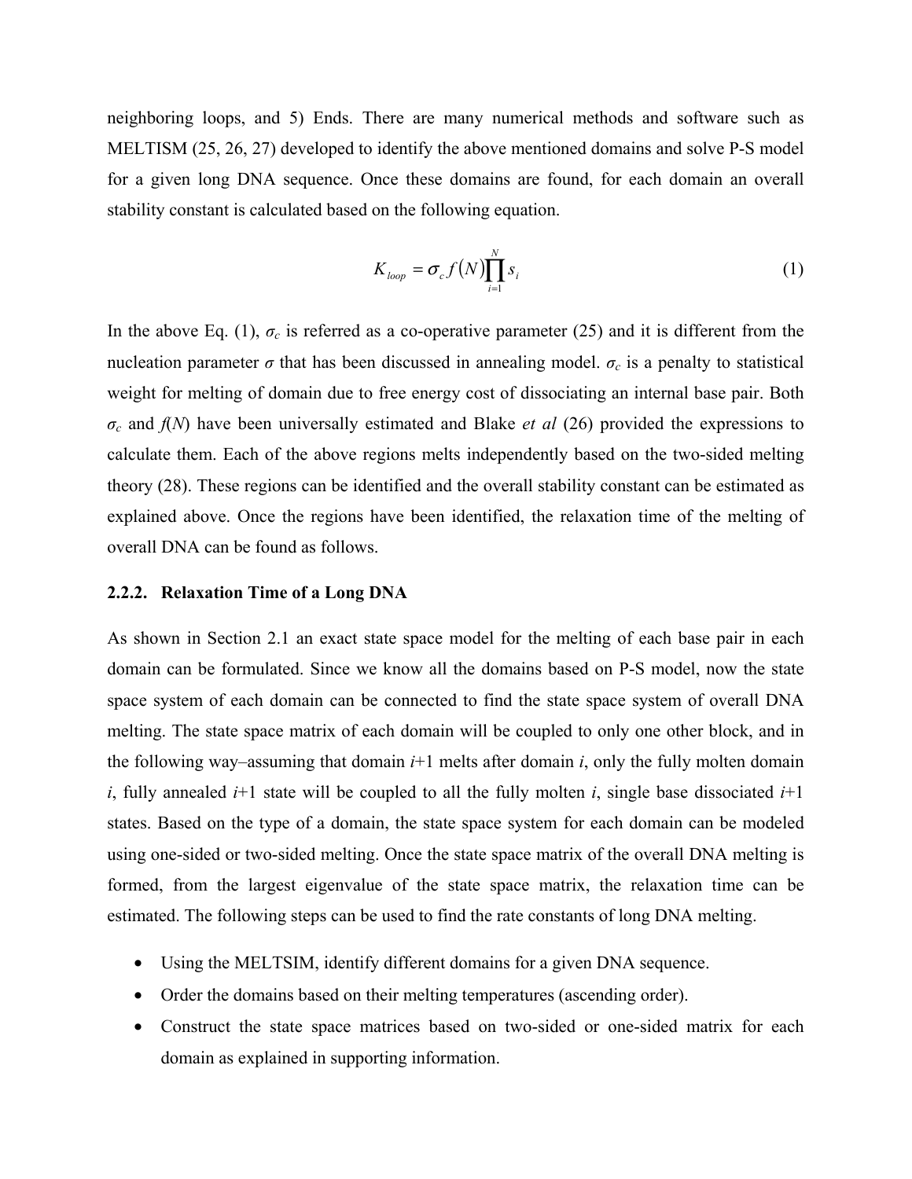neighboring loops, and 5) Ends. There are many numerical methods and software such as MELTISM (25, 26, 27) developed to identify the above mentioned domains and solve P-S model for a given long DNA sequence. Once these domains are found, for each domain an overall stability constant is calculated based on the following equation.

$$K_{loop} = \sigma_c f(N) \prod_{i=1}^{N} s_i \tag{1}$$

In the above Eq. (1), $\sigma_c$ is referred as a co-operative parameter (25) and it is different from the nucleation parameter $\sigma$ that has been discussed in annealing model. $\sigma_c$ is a penalty to statistical weight for melting of domain due to free energy cost of dissociating an internal base pair. Both $\sigma_c$ and $f(N)$ have been universally estimated and Blake *et al* (26) provided the expressions to calculate them. Each of the above regions melts independently based on the two-sided melting theory (28). These regions can be identified and the overall stability constant can be estimated as explained above. Once the regions have been identified, the relaxation time of the melting of overall DNA can be found as follows.

### 2.2.2. Relaxation Time of a Long DNA

As shown in Section 2.1 an exact state space model for the melting of each base pair in each domain can be formulated. Since we know all the domains based on P-S model, now the state space system of each domain can be connected to find the state space system of overall DNA melting. The state space matrix of each domain will be coupled to only one other block, and in the following way–assuming that domain $i$+1 melts after domain $i$, only the fully molten domain $i$, fully annealed $i$+1 state will be coupled to all the fully molten $i$, single base dissociated $i$+1 states. Based on the type of a domain, the state space system for each domain can be modeled using one-sided or two-sided melting. Once the state space matrix of the overall DNA melting is formed, from the largest eigenvalue of the state space matrix, the relaxation time can be estimated. The following steps can be used to find the rate constants of long DNA melting.

- Using the MELTSIM, identify different domains for a given DNA sequence.
- Order the domains based on their melting temperatures (ascending order).
- Construct the state space matrices based on two-sided or one-sided matrix for each domain as explained in supporting information.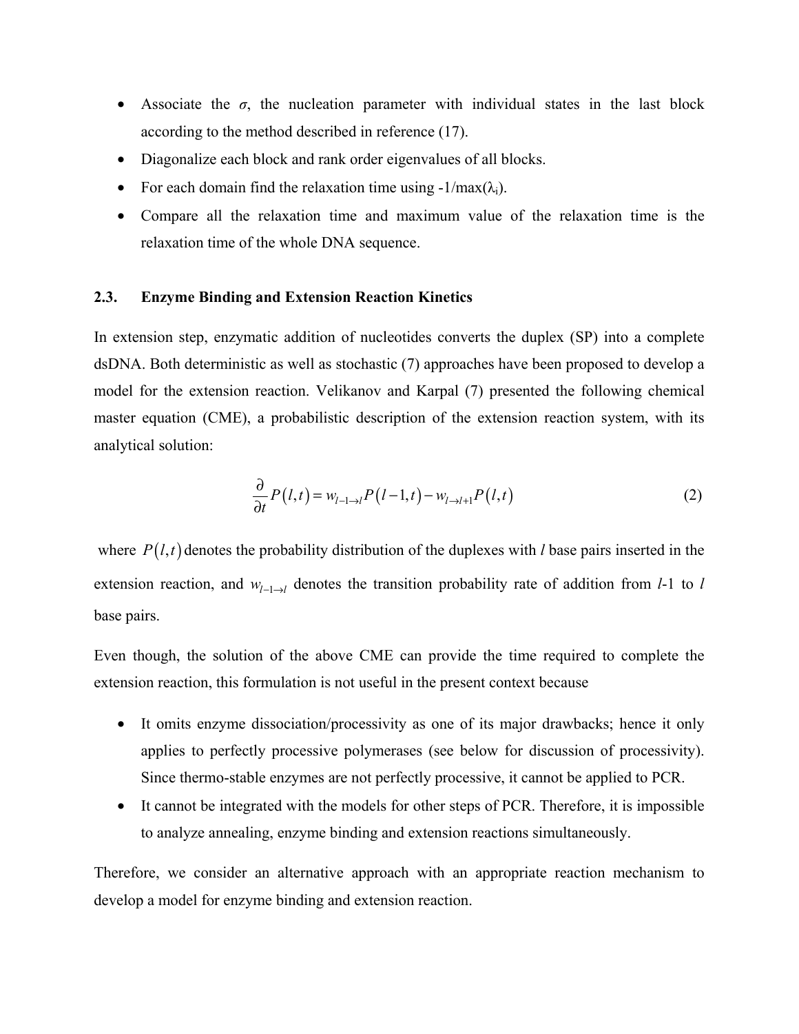- Associate the $\sigma$, the nucleation parameter with individual states in the last block according to the method described in reference (17).
- Diagonalize each block and rank order eigenvalues of all blocks.
- For each domain find the relaxation time using $-1/\max(\lambda_i)$.
- Compare all the relaxation time and maximum value of the relaxation time is the relaxation time of the whole DNA sequence.

### 2.3. Enzyme Binding and Extension Reaction Kinetics

In extension step, enzymatic addition of nucleotides converts the duplex (SP) into a complete dsDNA. Both deterministic as well as stochastic (7) approaches have been proposed to develop a model for the extension reaction. Velikanov and Karpal (7) presented the following chemical master equation (CME), a probabilistic description of the extension reaction system, with its analytical solution:

$$\frac{\partial}{\partial t} P(l,t) = w_{l-1 \to l} P(l-1,t) - w_{l \to l+1} P(l,t) \tag{2}$$

where $P(l,t)$ denotes the probability distribution of the duplexes with $l$ base pairs inserted in the extension reaction, and $w_{l-1 \to l}$ denotes the transition probability rate of addition from $l$-1 to $l$ base pairs.

Even though, the solution of the above CME can provide the time required to complete the extension reaction, this formulation is not useful in the present context because

- It omits enzyme dissociation/processivity as one of its major drawbacks; hence it only applies to perfectly processive polymerases (see below for discussion of processivity). Since thermo-stable enzymes are not perfectly processive, it cannot be applied to PCR.
- It cannot be integrated with the models for other steps of PCR. Therefore, it is impossible to analyze annealing, enzyme binding and extension reactions simultaneously.

Therefore, we consider an alternative approach with an appropriate reaction mechanism to develop a model for enzyme binding and extension reaction.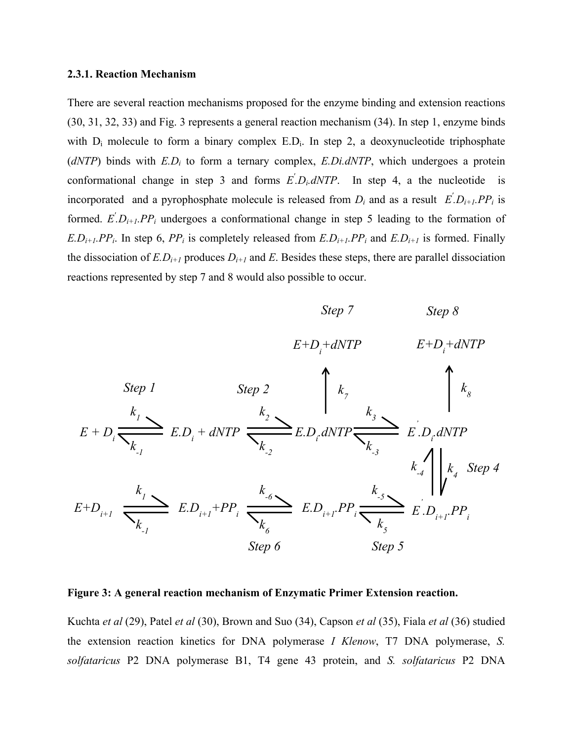### 2.3.1. Reaction Mechanism

There are several reaction mechanisms proposed for the enzyme binding and extension reactions (30, 31, 32, 33) and Fig. 3 represents a general reaction mechanism (34). In step 1, enzyme binds with $D_i$ molecule to form a binary complex $E.D_i$. In step 2, a deoxynucleotide triphosphate (*dNTP*) binds with $E.D_i$ to form a ternary complex, $E.D_i.dNTP$, which undergoes a protein conformational change in step 3 and forms $E^{'}.D_i.dNTP$. In step 4, a the nucleotide is incorporated and a pyrophosphate molecule is released from $D_i$ and as a result $E^{'}.D_{i+1}.PP_i$ is formed. $E^{'}.D_{i+1}.PP_i$ undergoes a conformational change in step 5 leading to the formation of $E.D_{i+1}.PP_i$. In step 6, $PP_i$ is completely released from $E.D_{i+1}.PP_i$ and $E.D_{i+1}$ is formed. Finally the dissociation of $E.D_{i+1}$ produces $D_{i+1}$ and $E$. Besides these steps, there are parallel dissociation reactions represented by step 7 and 8 would also possible to occur.

Step 1, Step 2, Step 3:

$$E + D_i \underset{k_{-1}}{\overset{k_1}{\rightleftharpoons}} E.D_i + dNTP \underset{k_{-2}}{\overset{k_2}{\rightleftharpoons}} E.D_i.dNTP \underset{k_{-3}}{\overset{k_3}{\rightleftharpoons}} E^{'}.D_i.dNTP$$

Step 7:

$$E.D_i.dNTP \xrightarrow{k_7} E + D_i + dNTP$$

Step 8:

$$E^{'}.D_i.dNTP \xrightarrow{k_8} E + D_i + dNTP$$

Step 4:

$$E^{'}.D_i.dNTP \underset{k_{-4}}{\overset{k_4}{\rightleftharpoons}} E^{'}.D_{i+1}.PP_i$$

Step 5, Step 6:

$$E + D_{i+1} \underset{k_{-1}}{\overset{k_1}{\rightleftharpoons}} E.D_{i+1} + PP_i \underset{k_{6}}{\overset{k_{-6}}{\rightleftharpoons}} E.D_{i+1}.PP_i \underset{k_{5}}{\overset{k_{-5}}{\rightleftharpoons}} E^{'}.D_{i+1}.PP_i$$

**Figure 3: A general reaction mechanism of Enzymatic Primer Extension reaction.**

Kuchta *et al* (29), Patel *et al* (30), Brown and Suo (34), Capson *et al* (35), Fiala *et al* (36) studied the extension reaction kinetics for DNA polymerase *I Klenow*, T7 DNA polymerase, *S. solfataricus* P2 DNA polymerase B1, T4 gene 43 protein, and *S. solfataricus* P2 DNA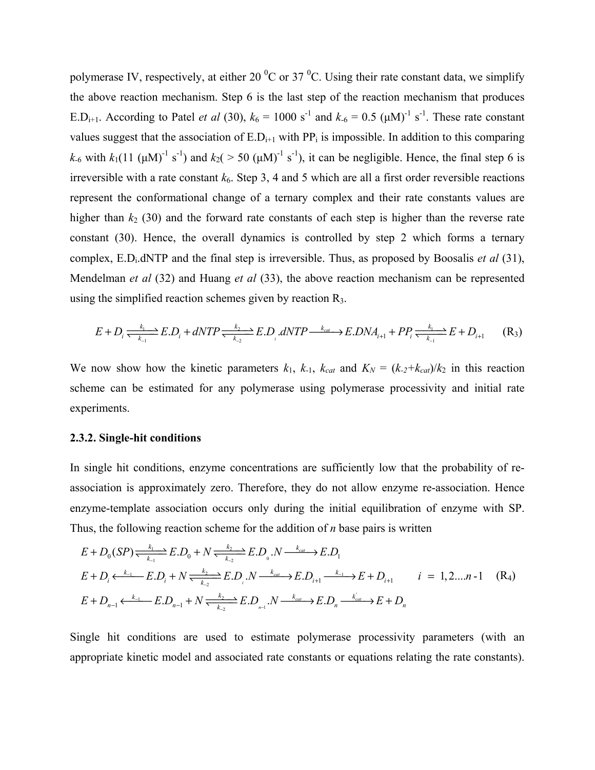polymerase IV, respectively, at either 20 $^0$C or 37 $^0$C. Using their rate constant data, we simplify the above reaction mechanism. Step 6 is the last step of the reaction mechanism that produces $E.D_{i+1}$. According to Patel *et al* (30), $k_6$ = 1000 s$^{-1}$ and $k_{-6}$ = 0.5 (μM)$^{-1}$ s$^{-1}$. These rate constant values suggest that the association of $E.D_{i+1}$ with $PP_i$ is impossible. In addition to this comparing $k_{-6}$ with $k_1$(11 (μM)$^{-1}$ s$^{-1}$) and $k_2$( > 50 (μM)$^{-1}$ s$^{-1}$), it can be negligible. Hence, the final step 6 is irreversible with a rate constant $k_6$. Step 3, 4 and 5 which are all a first order reversible reactions represent the conformational change of a ternary complex and their rate constants values are higher than $k_2$ (30) and the forward rate constants of each step is higher than the reverse rate constant (30). Hence, the overall dynamics is controlled by step 2 which forms a ternary complex, $E.D_i.dNTP$ and the final step is irreversible. Thus, as proposed by Boosalis *et al* (31), Mendelman *et al* (32) and Huang *et al* (33), the above reaction mechanism can be represented using the simplified reaction schemes given by reaction R$_3$.

$$E + D_i \underset{k_{-1}}{\overset{k_1}{\rightleftharpoons}} E.D_i + dNTP \underset{k_{-2}}{\overset{k_2}{\rightleftharpoons}} E.D_i.dNTP \xrightarrow{k_{cat}} E.DNA_{i+1} + PP_i \underset{k_{-1}}{\overset{k_1}{\rightleftharpoons}} E + D_{i+1} \qquad (\text{R}_3)$$

We now show how the kinetic parameters $k_1$, $k_{-1}$, $k_{cat}$ and $K_N = (k_{-2}+k_{cat})/k_2$ in this reaction scheme can be estimated for any polymerase using polymerase processivity and initial rate experiments.

### 2.3.2. Single-hit conditions

In single hit conditions, enzyme concentrations are sufficiently low that the probability of re-association is approximately zero. Therefore, they do not allow enzyme re-association. Hence enzyme-template association occurs only during the initial equilibration of enzyme with SP. Thus, the following reaction scheme for the addition of *n* base pairs is written

$$\begin{aligned}
&E + D_0(SP) \underset{k_{-1}}{\overset{k_1}{\rightleftharpoons}} E.D_0 + N \underset{k_{-2}}{\overset{k_2}{\rightleftharpoons}} E.D_0.N \xrightarrow{k_{cat}} E.D_1 \\
&E + D_i \xleftarrow{k_{-1}} E.D_i + N \underset{k_{-2}}{\overset{k_2}{\rightleftharpoons}} E.D_i.N \xrightarrow{k_{cat}} E.D_{i+1} \xrightarrow{k_{-1}} E + D_{i+1} \qquad i = 1, 2....n\text{-}1 \qquad (\text{R}_4) \\
&E + D_{n-1} \xleftarrow{k_{-1}} E.D_{n-1} + N \underset{k_{-2}}{\overset{k_2}{\rightleftharpoons}} E.D_{n-1}.N \xrightarrow{k_{cat}} E.D_n \xrightarrow{k'_{cat}} E + D_n
\end{aligned}$$

Single hit conditions are used to estimate polymerase processivity parameters (with an appropriate kinetic model and associated rate constants or equations relating the rate constants).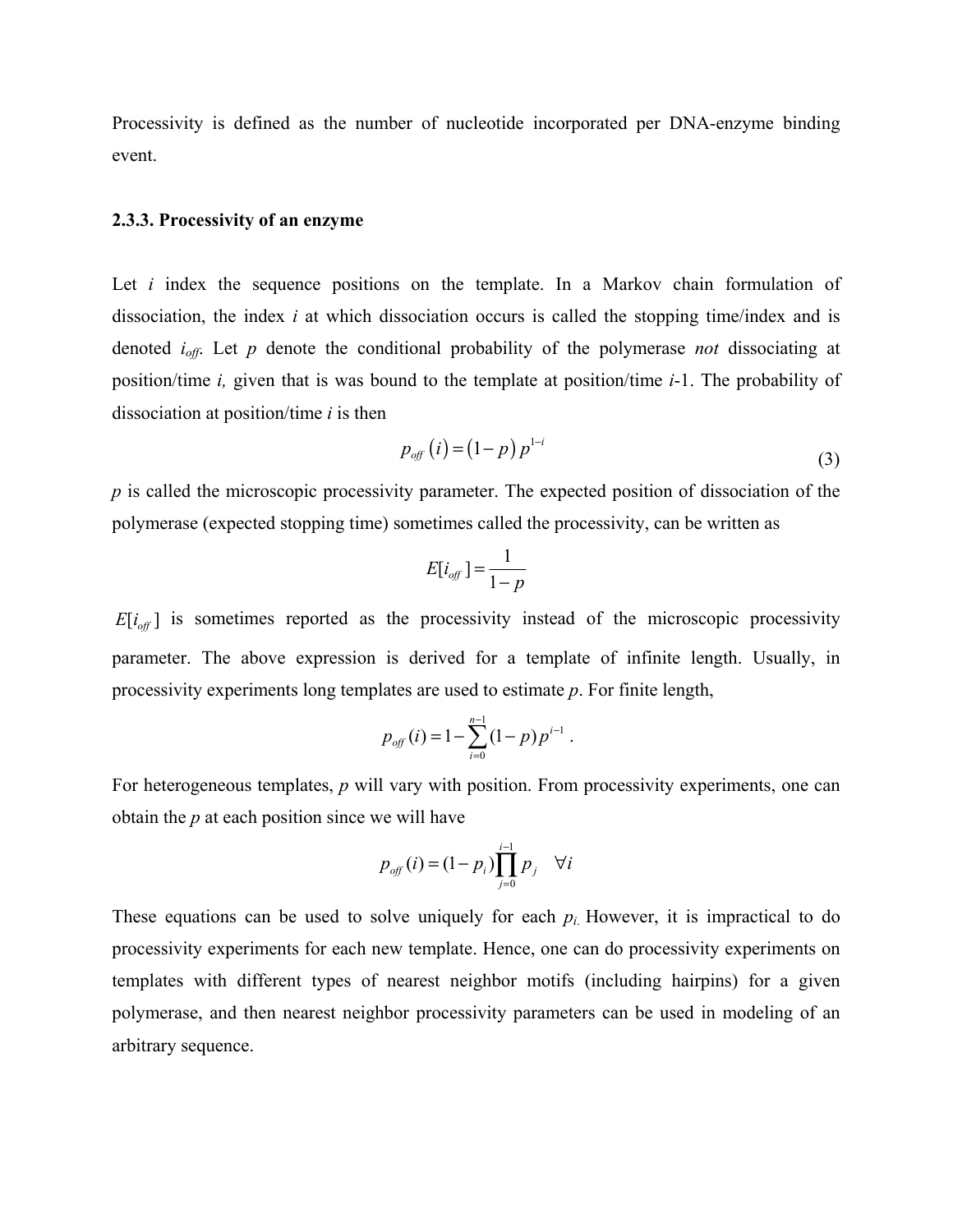Processivity is defined as the number of nucleotide incorporated per DNA-enzyme binding event.

### 2.3.3. Processivity of an enzyme

Let $i$ index the sequence positions on the template. In a Markov chain formulation of dissociation, the index $i$ at which dissociation occurs is called the stopping time/index and is denoted $i_{off}$. Let $p$ denote the conditional probability of the polymerase *not* dissociating at position/time $i$, given that is was bound to the template at position/time $i$-1. The probability of dissociation at position/time $i$ is then

$$p_{off}(i) = (1-p)\,p^{1-i} \tag{3}$$

$p$ is called the microscopic processivity parameter. The expected position of dissociation of the polymerase (expected stopping time) sometimes called the processivity, can be written as

$$E[i_{off}] = \frac{1}{1-p}$$

$E[i_{off}]$ is sometimes reported as the processivity instead of the microscopic processivity parameter. The above expression is derived for a template of infinite length. Usually, in processivity experiments long templates are used to estimate $p$. For finite length,

$$p_{off}(i) = 1 - \sum_{i=0}^{n-1} (1-p)p^{i-1} \ .$$

For heterogeneous templates, $p$ will vary with position. From processivity experiments, one can obtain the $p$ at each position since we will have

$$p_{off}(i) = (1-p_i)\prod_{j=0}^{i-1} p_j \quad \forall i$$

These equations can be used to solve uniquely for each $p_i$. However, it is impractical to do processivity experiments for each new template. Hence, one can do processivity experiments on templates with different types of nearest neighbor motifs (including hairpins) for a given polymerase, and then nearest neighbor processivity parameters can be used in modeling of an arbitrary sequence.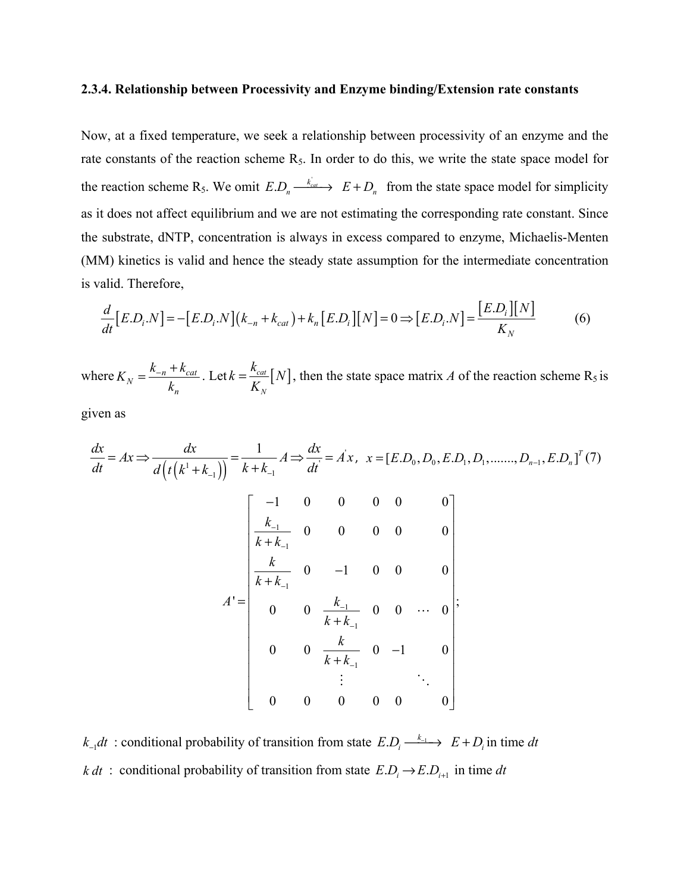### 2.3.4. Relationship between Processivity and Enzyme binding/Extension rate constants

Now, at a fixed temperature, we seek a relationship between processivity of an enzyme and the rate constants of the reaction scheme $R_5$. In order to do this, we write the state space model for the reaction scheme $R_5$. We omit $E.D_n \xrightarrow{k_{cat}^{'}} E + D_n$ from the state space model for simplicity as it does not affect equilibrium and we are not estimating the corresponding rate constant. Since the substrate, dNTP, concentration is always in excess compared to enzyme, Michaelis-Menten (MM) kinetics is valid and hence the steady state assumption for the intermediate concentration is valid. Therefore,

$$\frac{d}{dt}[E.D_i.N] = -[E.D_i.N](k_{-n} + k_{cat}) + k_n[E.D_i][N] = 0 \Rightarrow [E.D_i.N] = \frac{[E.D_i][N]}{K_N} \quad (6)$$

where $K_N = \frac{k_{-n} + k_{cat}}{k_n}$. Let $k = \frac{k_{cat}}{K_N}[N]$, then the state space matrix $A$ of the reaction scheme $R_5$ is given as

$$\frac{dx}{dt} = Ax \Rightarrow \frac{dx}{d\left(t\left(k^1 + k_{-1}\right)\right)} = \frac{1}{k + k_{-1}} A \Rightarrow \frac{dx}{dt^{'}} = A^{'}x, \;\; x = [E.D_0, D_0, E.D_1, D_1, ......., D_{n-1}, E.D_n]^T \; (7)$$

$$A' = \begin{bmatrix} -1 & 0 & 0 & 0 & 0 & & 0 \\ \frac{k_{-1}}{k + k_{-1}} & 0 & 0 & 0 & 0 & & 0 \\ \frac{k}{k + k_{-1}} & 0 & -1 & 0 & 0 & & 0 \\ 0 & 0 & \frac{k_{-1}}{k + k_{-1}} & 0 & 0 & \cdots & 0 \\ 0 & 0 & \frac{k}{k + k_{-1}} & 0 & -1 & & 0 \\ & & \vdots & & & \ddots & \\ 0 & 0 & 0 & 0 & 0 & & 0 \end{bmatrix};$$

$k_{-1}dt$ : conditional probability of transition from state $E.D_i \xrightarrow{k_{-1}} E + D_i$ in time $dt$

$k\,dt$ : conditional probability of transition from state $E.D_i \rightarrow E.D_{i+1}$ in time $dt$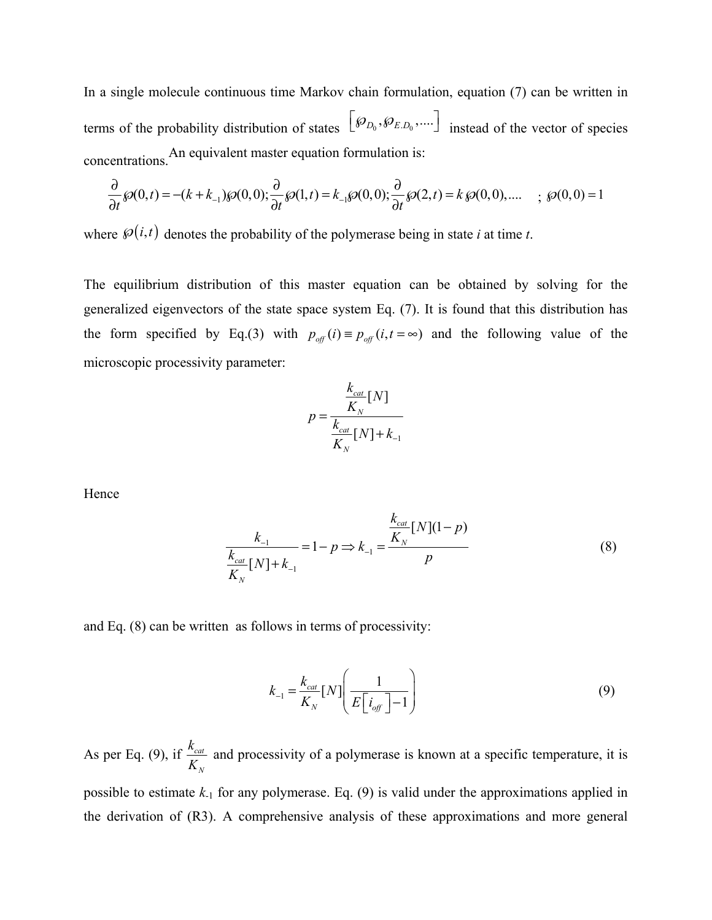In a single molecule continuous time Markov chain formulation, equation (7) can be written in terms of the probability distribution of states $\left[\wp_{D_0}, \wp_{E.D_0}, ....\right]$ instead of the vector of species concentrations. An equivalent master equation formulation is:

$$\frac{\partial}{\partial t}\wp(0,t) = -(k + k_{-1})\wp(0,0); \frac{\partial}{\partial t}\wp(1,t) = k_{-1}\wp(0,0); \frac{\partial}{\partial t}\wp(2,t) = k\,\wp(0,0), .... \quad ; \wp(0,0) = 1$$

where $\wp(i,t)$ denotes the probability of the polymerase being in state *i* at time *t*.

The equilibrium distribution of this master equation can be obtained by solving for the generalized eigenvectors of the state space system Eq. (7). It is found that this distribution has the form specified by Eq.(3) with $p_{off}(i) \equiv p_{off}(i, t = \infty)$ and the following value of the microscopic processivity parameter:

$$p = \frac{\frac{k_{cat}}{K_N}[N]}{\frac{k_{cat}}{K_N}[N] + k_{-1}}$$

Hence

$$\frac{k_{-1}}{\frac{k_{cat}}{K_N}[N] + k_{-1}} = 1 - p \Rightarrow k_{-1} = \frac{\frac{k_{cat}}{K_N}[N](1-p)}{p} \tag{8}$$

and Eq. (8) can be written as follows in terms of processivity:

$$k_{-1} = \frac{k_{cat}}{K_N}[N]\left(\frac{1}{E\left[i_{off}\right] - 1}\right) \tag{9}$$

As per Eq. (9), if $\frac{k_{cat}}{K_N}$ and processivity of a polymerase is known at a specific temperature, it is possible to estimate $k_{-1}$ for any polymerase. Eq. (9) is valid under the approximations applied in the derivation of (R3). A comprehensive analysis of these approximations and more general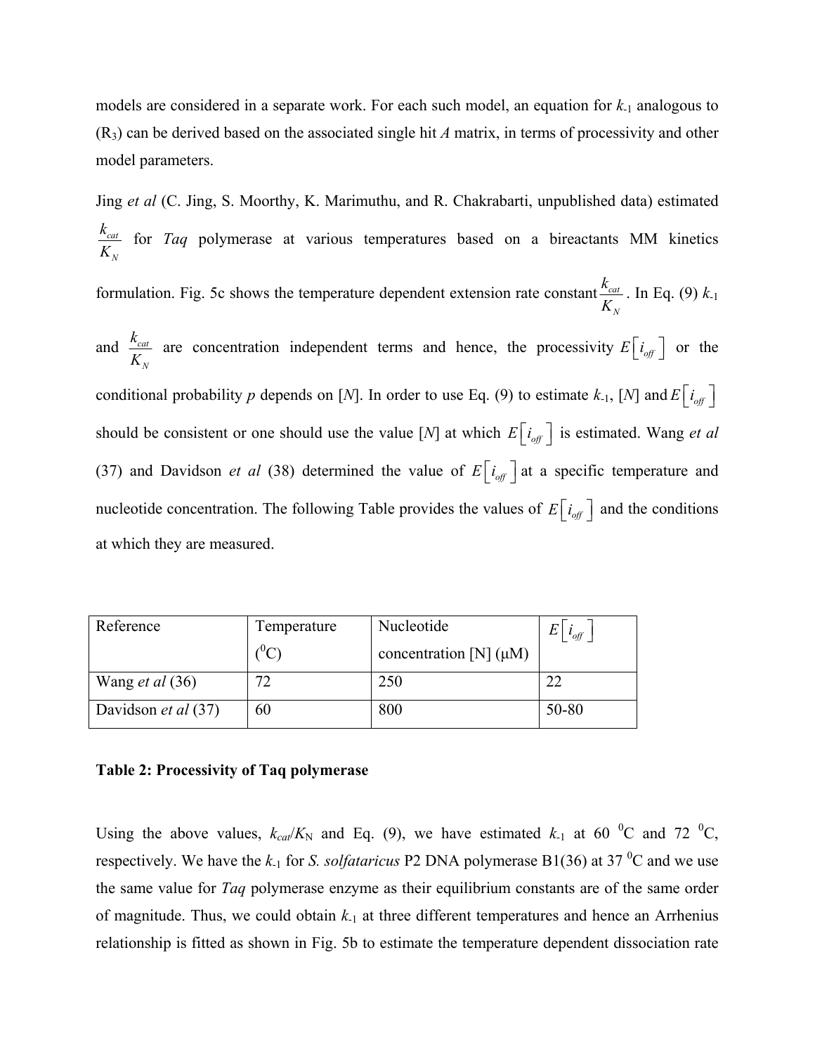models are considered in a separate work. For each such model, an equation for $k_{-1}$ analogous to ($R_3$) can be derived based on the associated single hit $A$ matrix, in terms of processivity and other model parameters.

Jing *et al* (C. Jing, S. Moorthy, K. Marimuthu, and R. Chakrabarti, unpublished data) estimated $\frac{k_{cat}}{K_N}$ for *Taq* polymerase at various temperatures based on a bireactants MM kinetics formulation. Fig. 5c shows the temperature dependent extension rate constant $\frac{k_{cat}}{K_N}$. In Eq. (9) $k_{-1}$ and $\frac{k_{cat}}{K_N}$ are concentration independent terms and hence, the processivity $E\left[i_{off}\right]$ or the conditional probability $p$ depends on [$N$]. In order to use Eq. (9) to estimate $k_{-1}$, [$N$] and $E\left[i_{off}\right]$ should be consistent or one should use the value [$N$] at which $E\left[i_{off}\right]$ is estimated. Wang *et al* (37) and Davidson *et al* (38) determined the value of $E\left[i_{off}\right]$ at a specific temperature and nucleotide concentration. The following Table provides the values of $E\left[i_{off}\right]$ and the conditions at which they are measured.

| Reference | Temperature ($^0$C) | Nucleotide concentration [N] (μM) | $E\left[i_{off}\right]$ |
|---|---|---|---|
| Wang *et al* (36) | 72 | 250 | 22 |
| Davidson *et al* (37) | 60 | 800 | 50-80 |

**Table 2: Processivity of Taq polymerase**

Using the above values, $k_{cat}/K_N$ and Eq. (9), we have estimated $k_{-1}$ at 60 $^0$C and 72 $^0$C, respectively. We have the $k_{-1}$ for *S. solfataricus* P2 DNA polymerase B1(36) at 37 $^0$C and we use the same value for *Taq* polymerase enzyme as their equilibrium constants are of the same order of magnitude. Thus, we could obtain $k_{-1}$ at three different temperatures and hence an Arrhenius relationship is fitted as shown in Fig. 5b to estimate the temperature dependent dissociation rate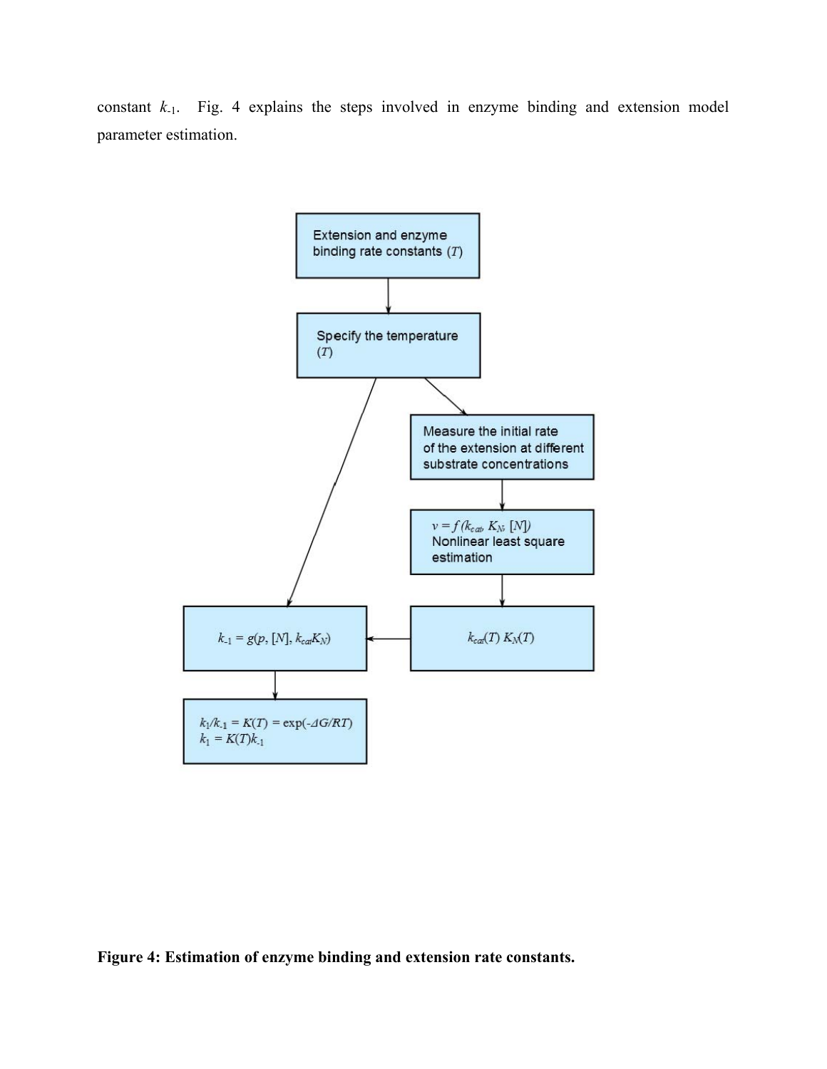constant $k_{-1}$. Fig. 4 explains the steps involved in enzyme binding and extension model parameter estimation.

Extension and enzyme binding rate constants ($T$)

Specify the temperature ($T$)

Measure the initial rate of the extension at different substrate concentrations

$v = f(k_{cat}, K_N, [N])$ Nonlinear least square estimation

$k_{cat}(T)\ K_N(T)$

$k_{-1} = g(p, [N], k_{cat}K_N)$

$k_1/k_{-1} = K(T) = \exp(-\Delta G/RT)$
$k_1 = K(T)k_{-1}$

**Figure 4: Estimation of enzyme binding and extension rate constants.**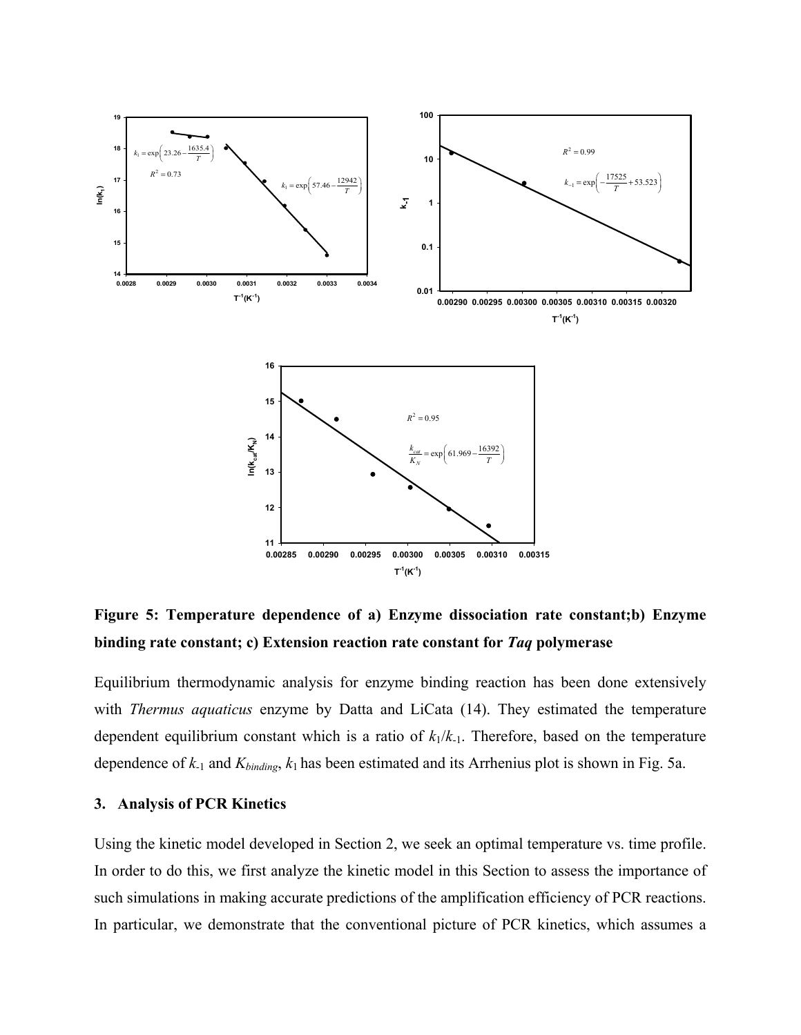**Figure 5: Temperature dependence of a) Enzyme dissociation rate constant;b) Enzyme binding rate constant; c) Extension reaction rate constant for *Taq* polymerase**

Equilibrium thermodynamic analysis for enzyme binding reaction has been done extensively with *Thermus aquaticus* enzyme by Datta and LiCata (14). They estimated the temperature dependent equilibrium constant which is a ratio of $k_1/k_{-1}$. Therefore, based on the temperature dependence of $k_{-1}$ and $K_{binding}$, $k_1$ has been estimated and its Arrhenius plot is shown in Fig. 5a.

### 3. Analysis of PCR Kinetics

Using the kinetic model developed in Section 2, we seek an optimal temperature vs. time profile. In order to do this, we first analyze the kinetic model in this Section to assess the importance of such simulations in making accurate predictions of the amplification efficiency of PCR reactions. In particular, we demonstrate that the conventional picture of PCR kinetics, which assumes a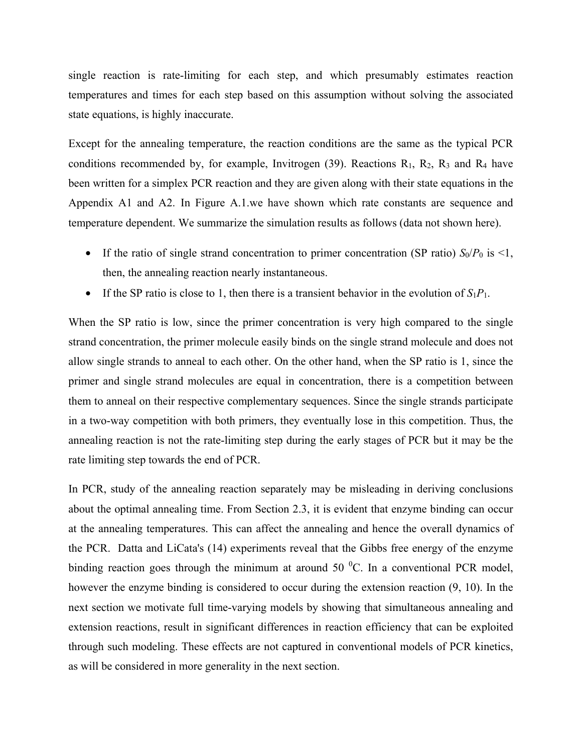single reaction is rate-limiting for each step, and which presumably estimates reaction temperatures and times for each step based on this assumption without solving the associated state equations, is highly inaccurate.

Except for the annealing temperature, the reaction conditions are the same as the typical PCR conditions recommended by, for example, Invitrogen (39). Reactions $R_1$, $R_2$, $R_3$ and $R_4$ have been written for a simplex PCR reaction and they are given along with their state equations in the Appendix A1 and A2. In Figure A.1.we have shown which rate constants are sequence and temperature dependent. We summarize the simulation results as follows (data not shown here).

- If the ratio of single strand concentration to primer concentration (SP ratio) $S_0/P_0$ is <1, then, the annealing reaction nearly instantaneous.
- If the SP ratio is close to 1, then there is a transient behavior in the evolution of $S_1P_1$.

When the SP ratio is low, since the primer concentration is very high compared to the single strand concentration, the primer molecule easily binds on the single strand molecule and does not allow single strands to anneal to each other. On the other hand, when the SP ratio is 1, since the primer and single strand molecules are equal in concentration, there is a competition between them to anneal on their respective complementary sequences. Since the single strands participate in a two-way competition with both primers, they eventually lose in this competition. Thus, the annealing reaction is not the rate-limiting step during the early stages of PCR but it may be the rate limiting step towards the end of PCR.

In PCR, study of the annealing reaction separately may be misleading in deriving conclusions about the optimal annealing time. From Section 2.3, it is evident that enzyme binding can occur at the annealing temperatures. This can affect the annealing and hence the overall dynamics of the PCR. Datta and LiCata's (14) experiments reveal that the Gibbs free energy of the enzyme binding reaction goes through the minimum at around 50 $^0$C. In a conventional PCR model, however the enzyme binding is considered to occur during the extension reaction (9, 10). In the next section we motivate full time-varying models by showing that simultaneous annealing and extension reactions, result in significant differences in reaction efficiency that can be exploited through such modeling. These effects are not captured in conventional models of PCR kinetics, as will be considered in more generality in the next section.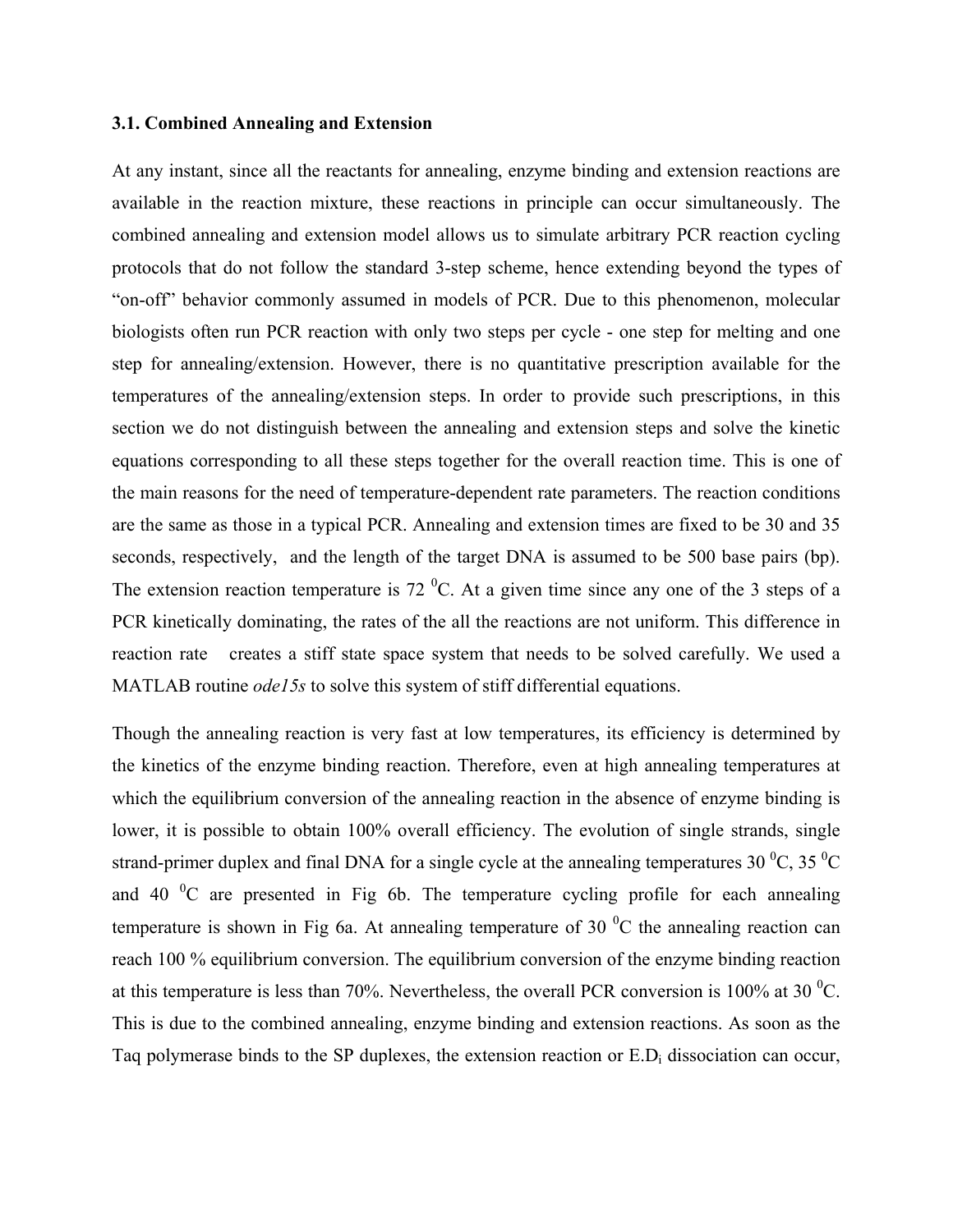### 3.1. Combined Annealing and Extension

At any instant, since all the reactants for annealing, enzyme binding and extension reactions are available in the reaction mixture, these reactions in principle can occur simultaneously. The combined annealing and extension model allows us to simulate arbitrary PCR reaction cycling protocols that do not follow the standard 3-step scheme, hence extending beyond the types of "on-off" behavior commonly assumed in models of PCR. Due to this phenomenon, molecular biologists often run PCR reaction with only two steps per cycle - one step for melting and one step for annealing/extension. However, there is no quantitative prescription available for the temperatures of the annealing/extension steps. In order to provide such prescriptions, in this section we do not distinguish between the annealing and extension steps and solve the kinetic equations corresponding to all these steps together for the overall reaction time. This is one of the main reasons for the need of temperature-dependent rate parameters. The reaction conditions are the same as those in a typical PCR. Annealing and extension times are fixed to be 30 and 35 seconds, respectively, and the length of the target DNA is assumed to be 500 base pairs (bp). The extension reaction temperature is 72 $^0$C. At a given time since any one of the 3 steps of a PCR kinetically dominating, the rates of the all the reactions are not uniform. This difference in reaction rate creates a stiff state space system that needs to be solved carefully. We used a MATLAB routine *ode15s* to solve this system of stiff differential equations.

Though the annealing reaction is very fast at low temperatures, its efficiency is determined by the kinetics of the enzyme binding reaction. Therefore, even at high annealing temperatures at which the equilibrium conversion of the annealing reaction in the absence of enzyme binding is lower, it is possible to obtain 100% overall efficiency. The evolution of single strands, single strand-primer duplex and final DNA for a single cycle at the annealing temperatures 30 $^0$C, 35 $^0$C and 40 $^0$C are presented in Fig 6b. The temperature cycling profile for each annealing temperature is shown in Fig 6a. At annealing temperature of 30 $^0$C the annealing reaction can reach 100 % equilibrium conversion. The equilibrium conversion of the enzyme binding reaction at this temperature is less than 70%. Nevertheless, the overall PCR conversion is 100% at 30 $^0$C. This is due to the combined annealing, enzyme binding and extension reactions. As soon as the Taq polymerase binds to the SP duplexes, the extension reaction or E.$D_i$ dissociation can occur,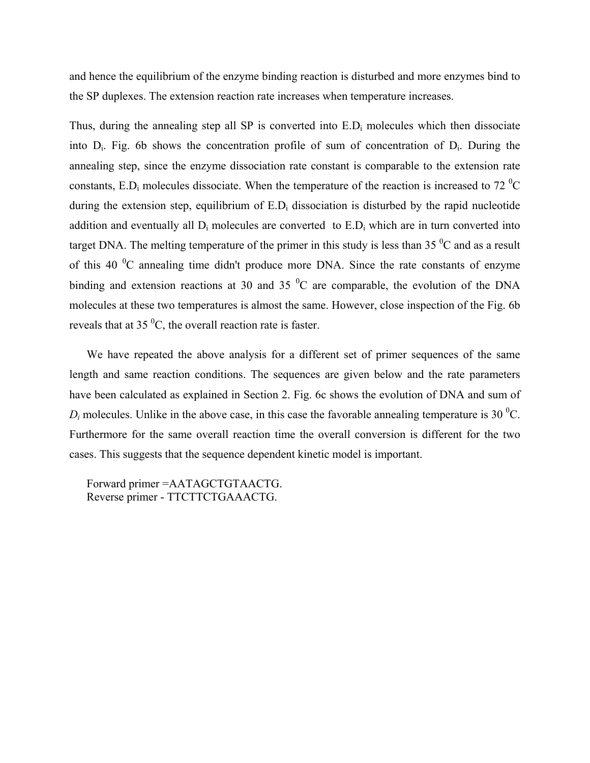and hence the equilibrium of the enzyme binding reaction is disturbed and more enzymes bind to the SP duplexes. The extension reaction rate increases when temperature increases.

Thus, during the annealing step all SP is converted into $E.D_i$ molecules which then dissociate into $D_i$. Fig. 6b shows the concentration profile of sum of concentration of $D_i$. During the annealing step, since the enzyme dissociation rate constant is comparable to the extension rate constants, $E.D_i$ molecules dissociate. When the temperature of the reaction is increased to 72 $^0$C during the extension step, equilibrium of $E.D_i$ dissociation is disturbed by the rapid nucleotide addition and eventually all $D_i$ molecules are converted to $E.D_i$ which are in turn converted into target DNA. The melting temperature of the primer in this study is less than 35 $^0$C and as a result of this 40 $^0$C annealing time didn't produce more DNA. Since the rate constants of enzyme binding and extension reactions at 30 and 35 $^0$C are comparable, the evolution of the DNA molecules at these two temperatures is almost the same. However, close inspection of the Fig. 6b reveals that at 35 $^0$C, the overall reaction rate is faster.

We have repeated the above analysis for a different set of primer sequences of the same length and same reaction conditions. The sequences are given below and the rate parameters have been calculated as explained in Section 2. Fig. 6c shows the evolution of DNA and sum of $D_i$ molecules. Unlike in the above case, in this case the favorable annealing temperature is 30 $^0$C. Furthermore for the same overall reaction time the overall conversion is different for the two cases. This suggests that the sequence dependent kinetic model is important.

Forward primer =AATAGCTGTAACTG.
Reverse primer - TTCTTCTGAAACTG.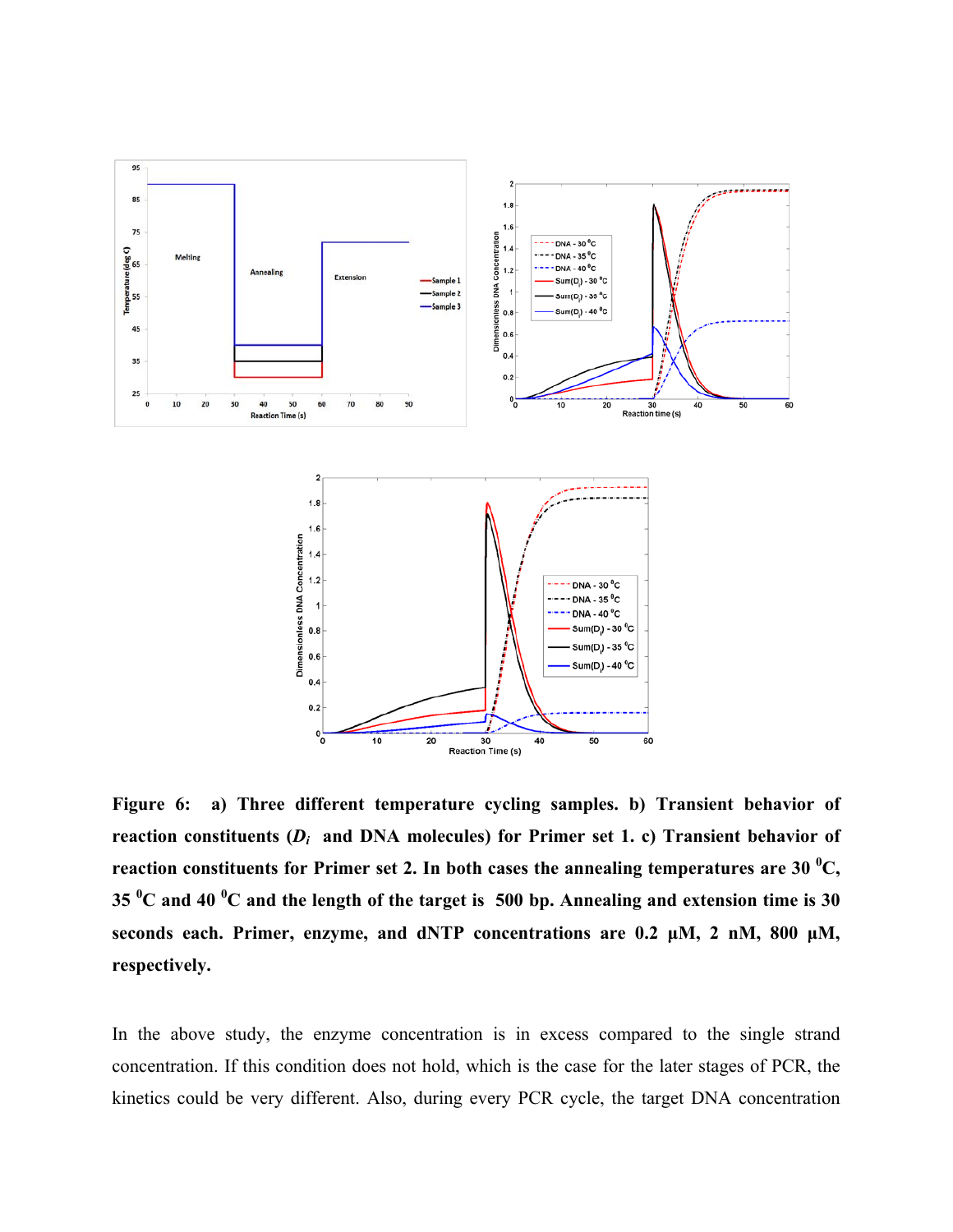**Figure 6: a) Three different temperature cycling samples. b) Transient behavior of reaction constituents ($D_i$ and DNA molecules) for Primer set 1. c) Transient behavior of reaction constituents for Primer set 2. In both cases the annealing temperatures are 30 $^0$C, 35 $^0$C and 40 $^0$C and the length of the target is 500 bp. Annealing and extension time is 30 seconds each. Primer, enzyme, and dNTP concentrations are 0.2 μM, 2 nM, 800 μM, respectively.**

In the above study, the enzyme concentration is in excess compared to the single strand concentration. If this condition does not hold, which is the case for the later stages of PCR, the kinetics could be very different. Also, during every PCR cycle, the target DNA concentration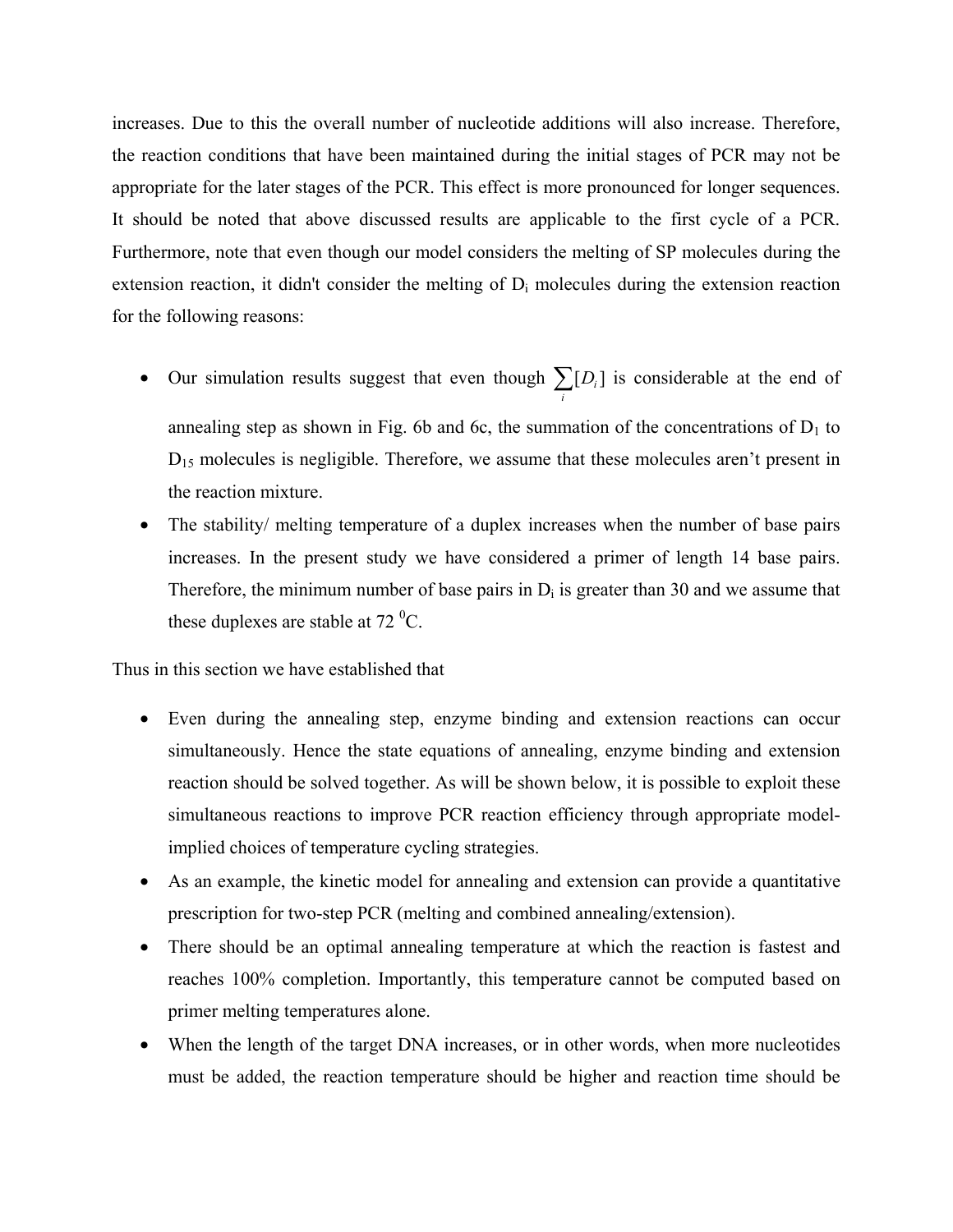increases. Due to this the overall number of nucleotide additions will also increase. Therefore, the reaction conditions that have been maintained during the initial stages of PCR may not be appropriate for the later stages of the PCR. This effect is more pronounced for longer sequences. It should be noted that above discussed results are applicable to the first cycle of a PCR. Furthermore, note that even though our model considers the melting of SP molecules during the extension reaction, it didn't consider the melting of $D_i$ molecules during the extension reaction for the following reasons:

- Our simulation results suggest that even though $\sum_i [D_i]$ is considerable at the end of annealing step as shown in Fig. 6b and 6c, the summation of the concentrations of $D_1$ to $D_{15}$ molecules is negligible. Therefore, we assume that these molecules aren't present in the reaction mixture.
- The stability/ melting temperature of a duplex increases when the number of base pairs increases. In the present study we have considered a primer of length 14 base pairs. Therefore, the minimum number of base pairs in $D_i$ is greater than 30 and we assume that these duplexes are stable at 72 $^0$C.

Thus in this section we have established that

- Even during the annealing step, enzyme binding and extension reactions can occur simultaneously. Hence the state equations of annealing, enzyme binding and extension reaction should be solved together. As will be shown below, it is possible to exploit these simultaneous reactions to improve PCR reaction efficiency through appropriate model-implied choices of temperature cycling strategies.
- As an example, the kinetic model for annealing and extension can provide a quantitative prescription for two-step PCR (melting and combined annealing/extension).
- There should be an optimal annealing temperature at which the reaction is fastest and reaches 100% completion. Importantly, this temperature cannot be computed based on primer melting temperatures alone.
- When the length of the target DNA increases, or in other words, when more nucleotides must be added, the reaction temperature should be higher and reaction time should be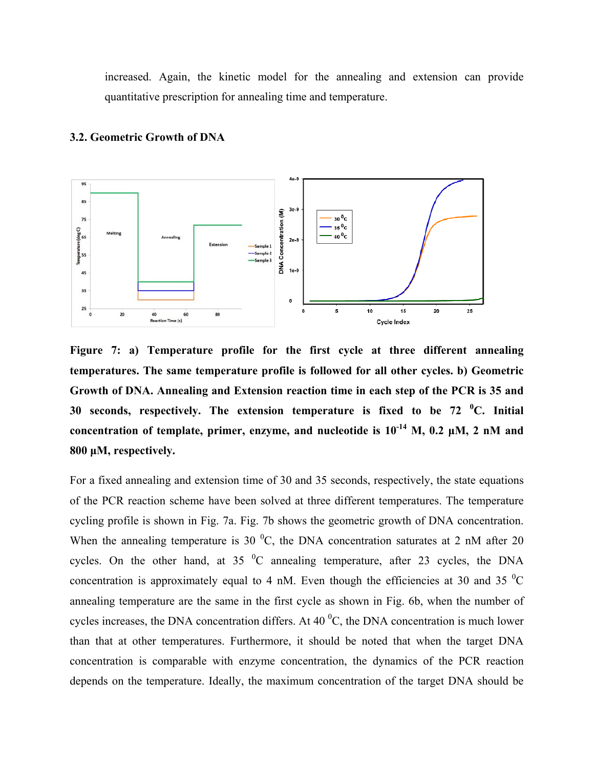increased. Again, the kinetic model for the annealing and extension can provide quantitative prescription for annealing time and temperature.

### 3.2. Geometric Growth of DNA

**Figure 7: a) Temperature profile for the first cycle at three different annealing temperatures. The same temperature profile is followed for all other cycles. b) Geometric Growth of DNA. Annealing and Extension reaction time in each step of the PCR is 35 and 30 seconds, respectively. The extension temperature is fixed to be 72 $^0$C. Initial concentration of template, primer, enzyme, and nucleotide is $10^{-14}$ M, 0.2 μM, 2 nM and 800 μM, respectively.**

For a fixed annealing and extension time of 30 and 35 seconds, respectively, the state equations of the PCR reaction scheme have been solved at three different temperatures. The temperature cycling profile is shown in Fig. 7a. Fig. 7b shows the geometric growth of DNA concentration. When the annealing temperature is 30 $^0$C, the DNA concentration saturates at 2 nM after 20 cycles. On the other hand, at 35 $^0$C annealing temperature, after 23 cycles, the DNA concentration is approximately equal to 4 nM. Even though the efficiencies at 30 and 35 $^0$C annealing temperature are the same in the first cycle as shown in Fig. 6b, when the number of cycles increases, the DNA concentration differs. At 40 $^0$C, the DNA concentration is much lower than that at other temperatures. Furthermore, it should be noted that when the target DNA concentration is comparable with enzyme concentration, the dynamics of the PCR reaction depends on the temperature. Ideally, the maximum concentration of the target DNA should be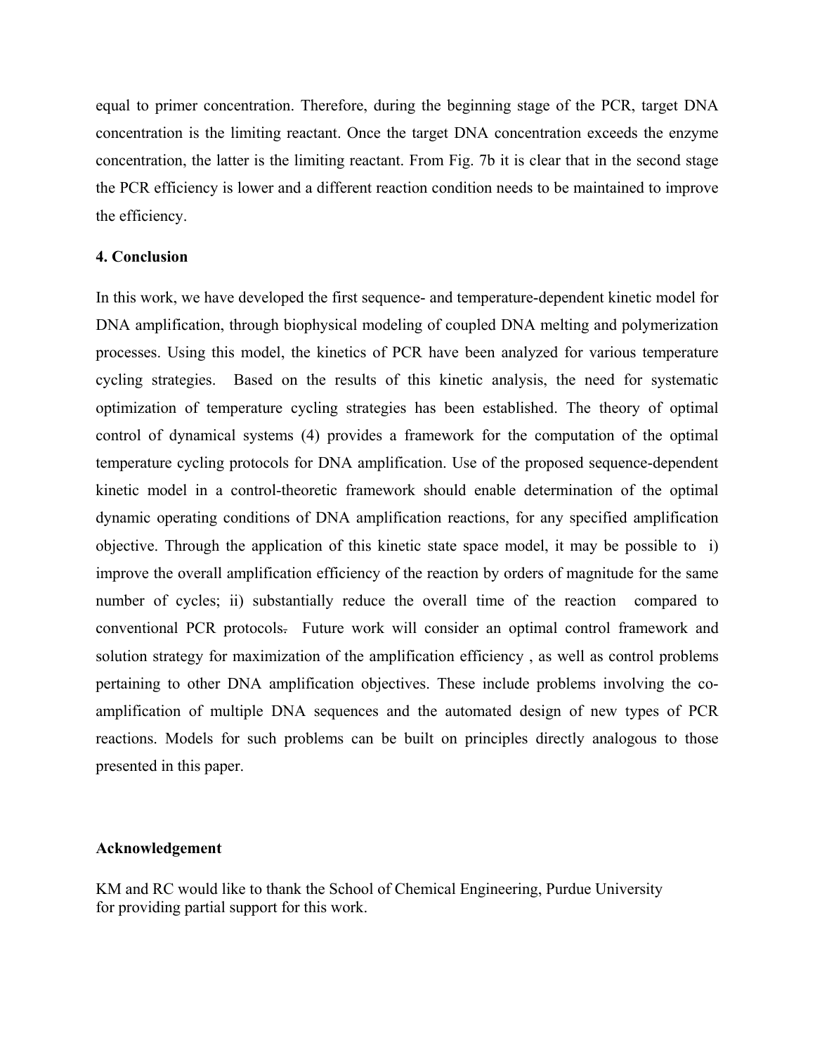equal to primer concentration. Therefore, during the beginning stage of the PCR, target DNA concentration is the limiting reactant. Once the target DNA concentration exceeds the enzyme concentration, the latter is the limiting reactant. From Fig. 7b it is clear that in the second stage the PCR efficiency is lower and a different reaction condition needs to be maintained to improve the efficiency.

**4. Conclusion**

In this work, we have developed the first sequence- and temperature-dependent kinetic model for DNA amplification, through biophysical modeling of coupled DNA melting and polymerization processes. Using this model, the kinetics of PCR have been analyzed for various temperature cycling strategies. Based on the results of this kinetic analysis, the need for systematic optimization of temperature cycling strategies has been established. The theory of optimal control of dynamical systems (4) provides a framework for the computation of the optimal temperature cycling protocols for DNA amplification. Use of the proposed sequence-dependent kinetic model in a control-theoretic framework should enable determination of the optimal dynamic operating conditions of DNA amplification reactions, for any specified amplification objective. Through the application of this kinetic state space model, it may be possible to i) improve the overall amplification efficiency of the reaction by orders of magnitude for the same number of cycles; ii) substantially reduce the overall time of the reaction compared to conventional PCR protocols. Future work will consider an optimal control framework and solution strategy for maximization of the amplification efficiency , as well as control problems pertaining to other DNA amplification objectives. These include problems involving the co-amplification of multiple DNA sequences and the automated design of new types of PCR reactions. Models for such problems can be built on principles directly analogous to those presented in this paper.

**Acknowledgement**

KM and RC would like to thank the School of Chemical Engineering, Purdue University for providing partial support for this work.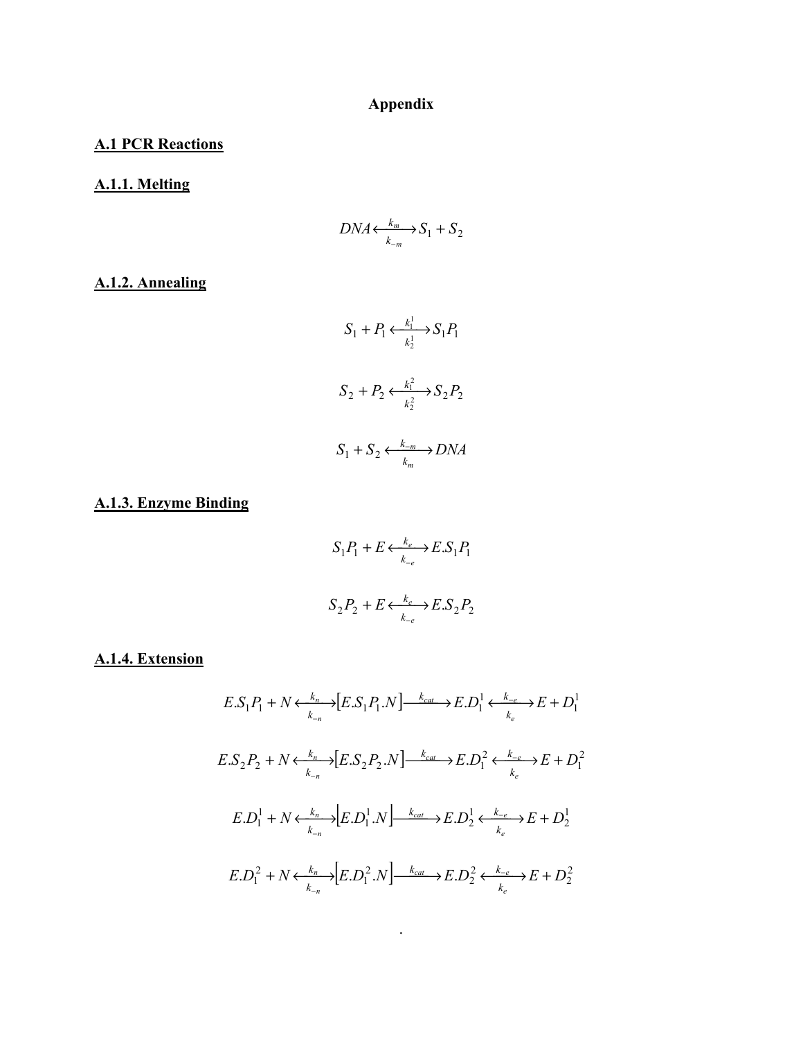# Appendix

## A.1 PCR Reactions

### A.1.1. Melting

$$DNA \underset{k_{-m}}{\overset{k_m}{\longleftrightarrow}} S_1 + S_2$$

### A.1.2. Annealing

$$S_1 + P_1 \underset{k_2^1}{\overset{k_1^1}{\longleftrightarrow}} S_1P_1$$

$$S_2 + P_2 \underset{k_2^2}{\overset{k_1^2}{\longleftrightarrow}} S_2P_2$$

$$S_1 + S_2 \underset{k_m}{\overset{k_{-m}}{\longleftrightarrow}} DNA$$

### A.1.3. Enzyme Binding

$$S_1P_1 + E \underset{k_{-e}}{\overset{k_e}{\longleftrightarrow}} E.S_1P_1$$

$$S_2P_2 + E \underset{k_{-e}}{\overset{k_e}{\longleftrightarrow}} E.S_2P_2$$

### A.1.4. Extension

$$E.S_1P_1 + N \underset{k_{-n}}{\overset{k_n}{\longleftrightarrow}} [E.S_1P_1.N] \xrightarrow{k_{cat}} E.D_1^1 \underset{k_e}{\overset{k_{-e}}{\longleftrightarrow}} E + D_1^1$$

$$E.S_2P_2 + N \underset{k_{-n}}{\overset{k_n}{\longleftrightarrow}} [E.S_2P_2.N] \xrightarrow{k_{cat}} E.D_1^2 \underset{k_e}{\overset{k_{-e}}{\longleftrightarrow}} E + D_1^2$$

$$E.D_1^1 + N \underset{k_{-n}}{\overset{k_n}{\longleftrightarrow}} \left[E.D_1^1.N\right] \xrightarrow{k_{cat}} E.D_2^1 \underset{k_e}{\overset{k_{-e}}{\longleftrightarrow}} E + D_2^1$$

$$E.D_1^2 + N \underset{k_{-n}}{\overset{k_n}{\longleftrightarrow}} \left[E.D_1^2.N\right] \xrightarrow{k_{cat}} E.D_2^2 \underset{k_e}{\overset{k_{-e}}{\longleftrightarrow}} E + D_2^2$$

.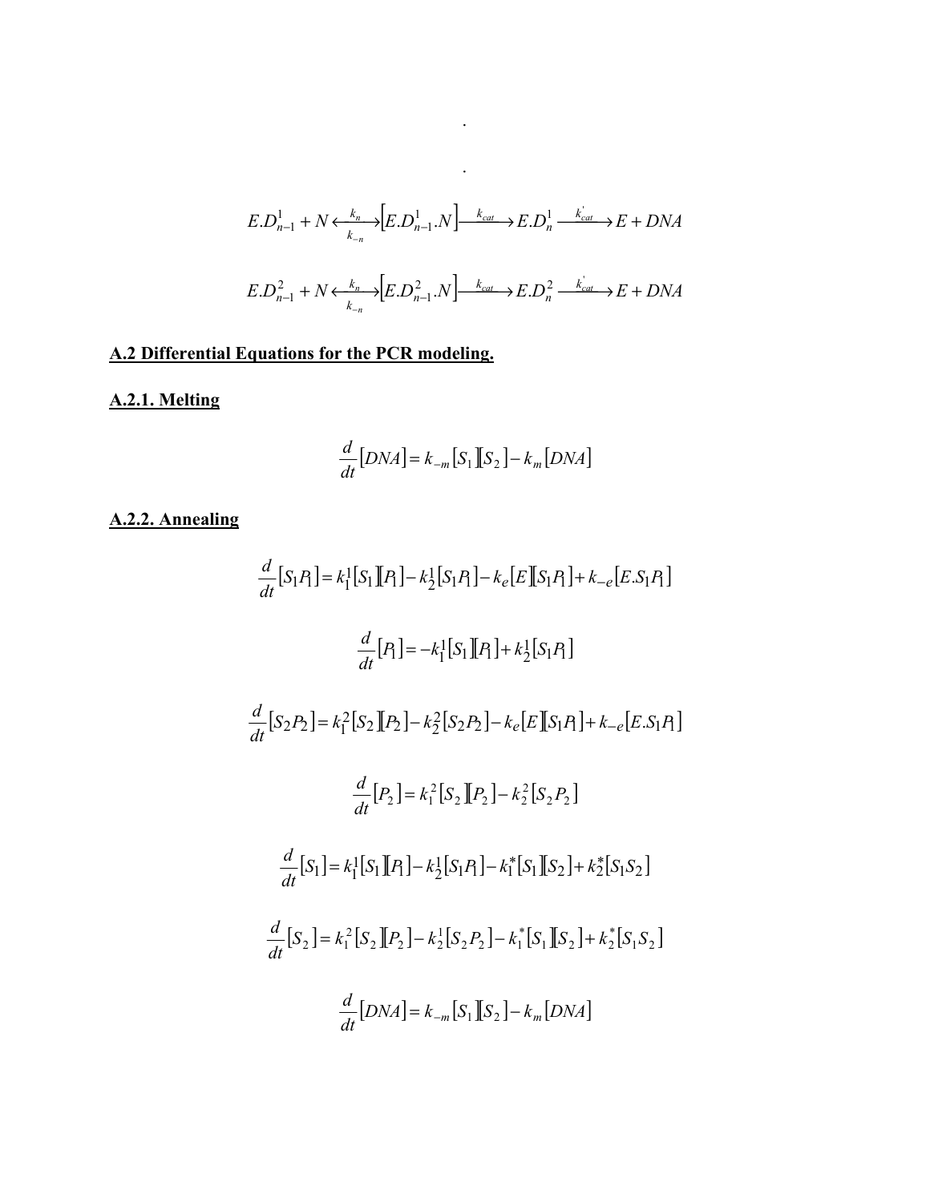.

.

$$E.D_{n-1}^1 + N \underset{k_{-n}}{\overset{k_n}{\longleftrightarrow}} \left[E.D_{n-1}^1.N\right] \xrightarrow{k_{cat}} E.D_n^1 \xrightarrow{k_{cat}^{'}} E + DNA$$

$$E.D_{n-1}^2 + N \underset{k_{-n}}{\overset{k_n}{\longleftrightarrow}} \left[E.D_{n-1}^2.N\right] \xrightarrow{k_{cat}} E.D_n^2 \xrightarrow{k_{cat}^{'}} E + DNA$$

## A.2 Differential Equations for the PCR modeling.

### A.2.1. Melting

$$\frac{d}{dt}[DNA] = k_{-m}[S_1][S_2] - k_m[DNA]$$

### A.2.2. Annealing

$$\frac{d}{dt}[S_1P_1] = k_1^1[S_1][P_1] - k_2^1[S_1P_1] - k_e[E][S_1P_1] + k_{-e}[E.S_1P_1]$$

$$\frac{d}{dt}[P_1] = -k_1^1[S_1][P_1] + k_2^1[S_1P_1]$$

$$\frac{d}{dt}[S_2P_2] = k_1^2[S_2][P_2] - k_2^2[S_2P_2] - k_e[E][S_1P_1] + k_{-e}[E.S_1P_1]$$

$$\frac{d}{dt}[P_2] = k_1^2[S_2][P_2] - k_2^2[S_2P_2]$$

$$\frac{d}{dt}[S_1] = k_1^1[S_1][P_1] - k_2^1[S_1P_1] - k_1^*[S_1][S_2] + k_2^*[S_1S_2]$$

$$\frac{d}{dt}[S_2] = k_1^2[S_2][P_2] - k_2^1[S_2P_2] - k_1^*[S_1][S_2] + k_2^*[S_1S_2]$$

$$\frac{d}{dt}[DNA] = k_{-m}[S_1][S_2] - k_m[DNA]$$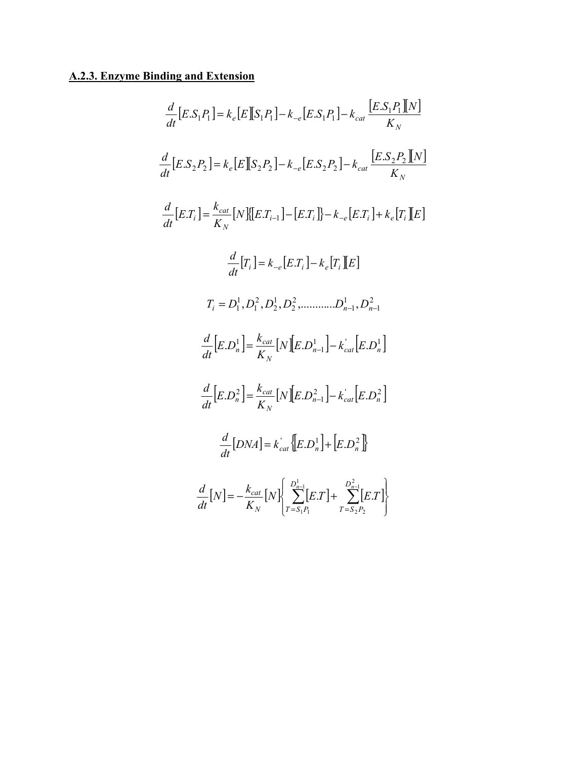### A.2.3. Enzyme Binding and Extension

$$\frac{d}{dt}[E.S_1P_1] = k_e[E][S_1P_1] - k_{-e}[E.S_1P_1] - k_{cat}\frac{[E.S_1P_1][N]}{K_N}$$

$$\frac{d}{dt}[E.S_2P_2] = k_e[E][S_2P_2] - k_{-e}[E.S_2P_2] - k_{cat}\frac{[E.S_2P_2][N]}{K_N}$$

$$\frac{d}{dt}[E.T_i] = \frac{k_{cat}}{K_N}[N]\{[E.T_{i-1}] - [E.T_i]\} - k_{-e}[E.T_i] + k_e[T_i][E]$$

$$\frac{d}{dt}[T_i] = k_{-e}[E.T_i] - k_e[T_i][E]$$

$$T_i = D_1^1, D_1^2, D_2^1, D_2^2, \ldots\ldots\ldots\ldots D_{n-1}^1, D_{n-1}^2$$

$$\frac{d}{dt}[E.D_n^1] = \frac{k_{cat}}{K_N}[N][E.D_{n-1}^1] - k_{cat}^{'}[E.D_n^1]$$

$$\frac{d}{dt}[E.D_n^2] = \frac{k_{cat}}{K_N}[N][E.D_{n-1}^2] - k_{cat}^{'}[E.D_n^2]$$

$$\frac{d}{dt}[DNA] = k_{cat}^{'}\{[E.D_n^1] + [E.D_n^2]\}$$

$$\frac{d}{dt}[N] = -\frac{k_{cat}}{K_N}[N]\left\{\sum_{T=S_1P_1}^{D_{n-1}^1}[E.T] + \sum_{T=S_2P_2}^{D_{n-1}^2}[E.T]\right\}$$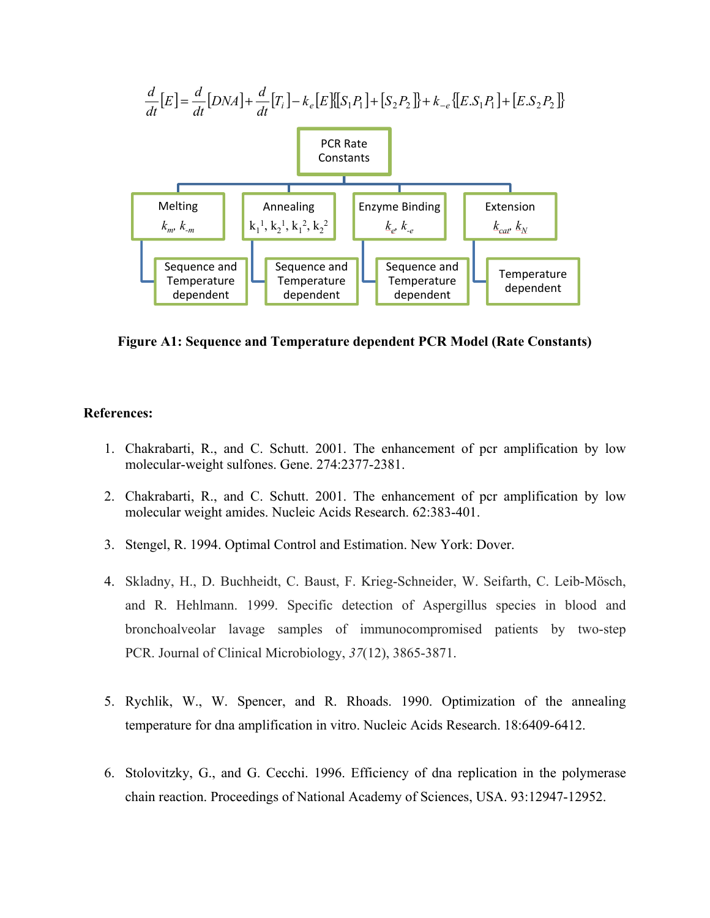$$\frac{d}{dt}[E] = \frac{d}{dt}[DNA] + \frac{d}{dt}[T_i] - k_e[E]\{[S_1P_1] + [S_2P_2]\} + k_{-e}\{[E.S_1P_1] + [E.S_2P_2]\}$$

PCR Rate Constants

- Melting ($k_m$, $k_{-m}$) — Sequence and Temperature dependent
- Annealing ($k_1^1$, $k_2^1$, $k_1^2$, $k_2^2$) — Sequence and Temperature dependent
- Enzyme Binding ($k_e$, $k_{-e}$) — Sequence and Temperature dependent
- Extension ($k_{cat}$, $k_N$) — Temperature dependent

**Figure A1: Sequence and Temperature dependent PCR Model (Rate Constants)**

**References:**

1. Chakrabarti, R., and C. Schutt. 2001. The enhancement of pcr amplification by low molecular-weight sulfones. Gene. 274:2377-2381.

2. Chakrabarti, R., and C. Schutt. 2001. The enhancement of pcr amplification by low molecular weight amides. Nucleic Acids Research. 62:383-401.

3. Stengel, R. 1994. Optimal Control and Estimation. New York: Dover.

4. Skladny, H., D. Buchheidt, C. Baust, F. Krieg-Schneider, W. Seifarth, C. Leib-Mösch, and R. Hehlmann. 1999. Specific detection of Aspergillus species in blood and bronchoalveolar lavage samples of immunocompromised patients by two-step PCR. Journal of Clinical Microbiology, *37*(12), 3865-3871.

5. Rychlik, W., W. Spencer, and R. Rhoads. 1990. Optimization of the annealing temperature for dna amplification in vitro. Nucleic Acids Research. 18:6409-6412.

6. Stolovitzky, G., and G. Cecchi. 1996. Efficiency of dna replication in the polymerase chain reaction. Proceedings of National Academy of Sciences, USA. 93:12947-12952.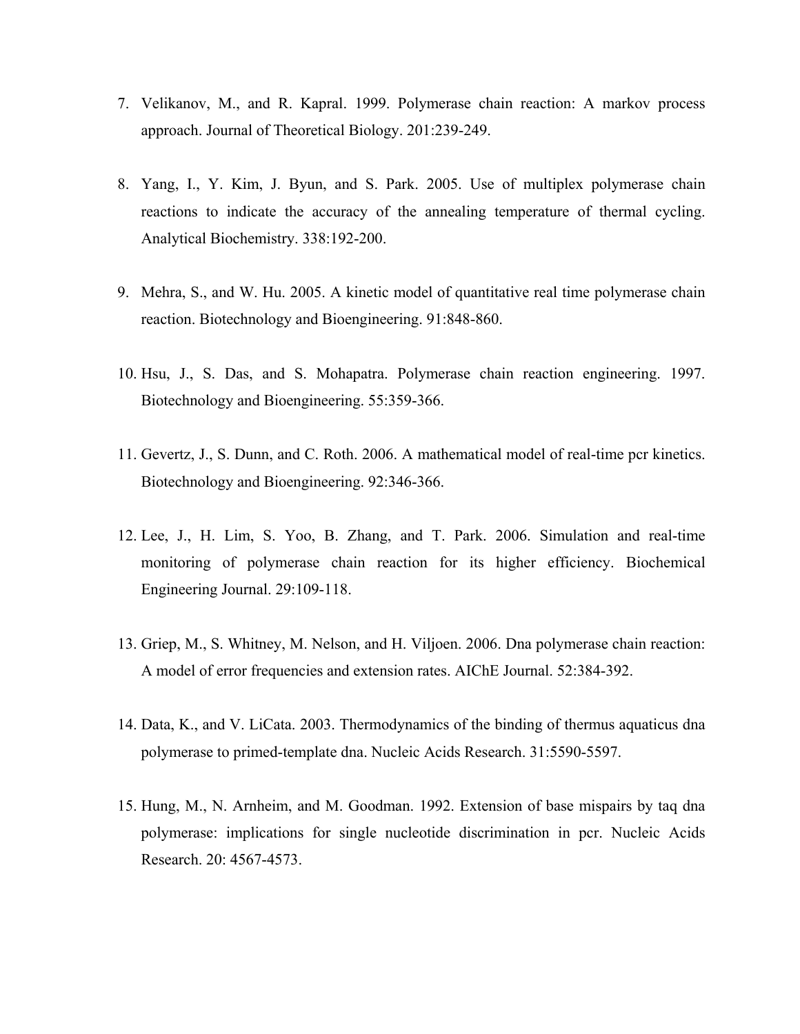7. Velikanov, M., and R. Kapral. 1999. Polymerase chain reaction: A markov process approach. Journal of Theoretical Biology. 201:239-249.

8. Yang, I., Y. Kim, J. Byun, and S. Park. 2005. Use of multiplex polymerase chain reactions to indicate the accuracy of the annealing temperature of thermal cycling. Analytical Biochemistry. 338:192-200.

9. Mehra, S., and W. Hu. 2005. A kinetic model of quantitative real time polymerase chain reaction. Biotechnology and Bioengineering. 91:848-860.

10. Hsu, J., S. Das, and S. Mohapatra. Polymerase chain reaction engineering. 1997. Biotechnology and Bioengineering. 55:359-366.

11. Gevertz, J., S. Dunn, and C. Roth. 2006. A mathematical model of real-time pcr kinetics. Biotechnology and Bioengineering. 92:346-366.

12. Lee, J., H. Lim, S. Yoo, B. Zhang, and T. Park. 2006. Simulation and real-time monitoring of polymerase chain reaction for its higher efficiency. Biochemical Engineering Journal. 29:109-118.

13. Griep, M., S. Whitney, M. Nelson, and H. Viljoen. 2006. Dna polymerase chain reaction: A model of error frequencies and extension rates. AIChE Journal. 52:384-392.

14. Data, K., and V. LiCata. 2003. Thermodynamics of the binding of thermus aquaticus dna polymerase to primed-template dna. Nucleic Acids Research. 31:5590-5597.

15. Hung, M., N. Arnheim, and M. Goodman. 1992. Extension of base mispairs by taq dna polymerase: implications for single nucleotide discrimination in pcr. Nucleic Acids Research. 20: 4567-4573.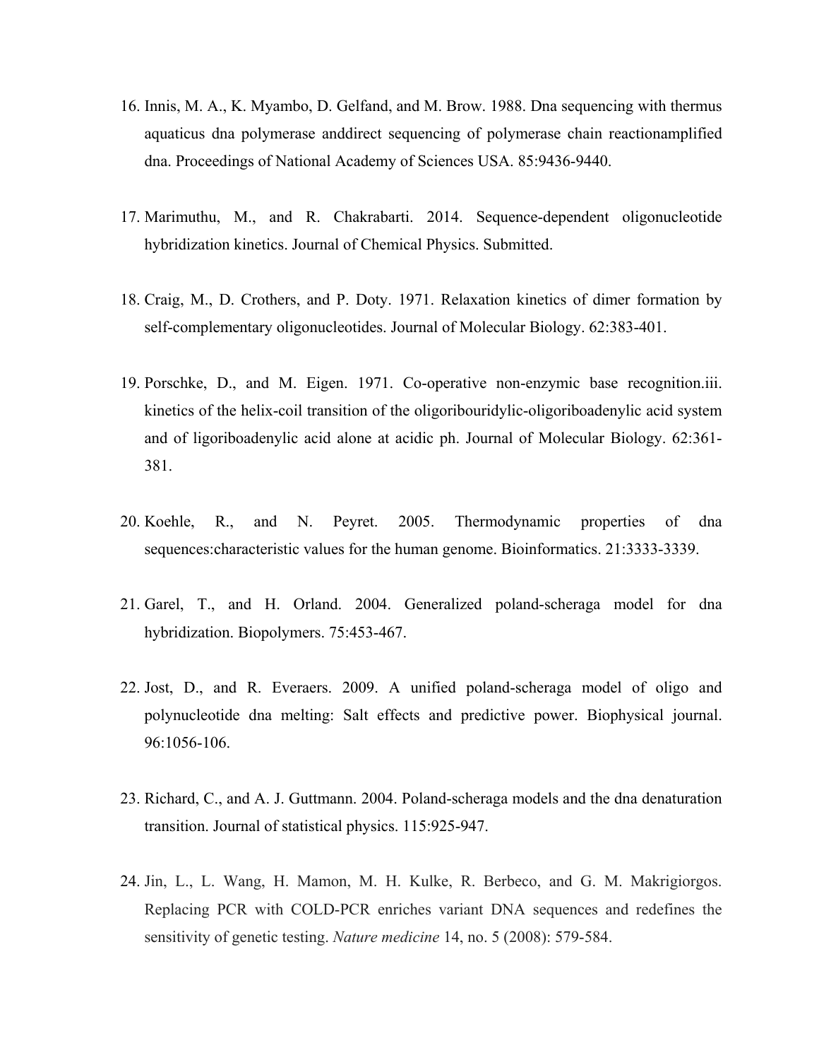16. Innis, M. A., K. Myambo, D. Gelfand, and M. Brow. 1988. Dna sequencing with thermus aquaticus dna polymerase anddirect sequencing of polymerase chain reactionamplified dna. Proceedings of National Academy of Sciences USA. 85:9436-9440.

17. Marimuthu, M., and R. Chakrabarti. 2014. Sequence-dependent oligonucleotide hybridization kinetics. Journal of Chemical Physics. Submitted.

18. Craig, M., D. Crothers, and P. Doty. 1971. Relaxation kinetics of dimer formation by self-complementary oligonucleotides. Journal of Molecular Biology. 62:383-401.

19. Porschke, D., and M. Eigen. 1971. Co-operative non-enzymic base recognition.iii. kinetics of the helix-coil transition of the oligoribouridylic-oligoriboadenylic acid system and of ligoriboadenylic acid alone at acidic ph. Journal of Molecular Biology. 62:361-381.

20. Koehle, R., and N. Peyret. 2005. Thermodynamic properties of dna sequences:characteristic values for the human genome. Bioinformatics. 21:3333-3339.

21. Garel, T., and H. Orland. 2004. Generalized poland-scheraga model for dna hybridization. Biopolymers. 75:453-467.

22. Jost, D., and R. Everaers. 2009. A unified poland-scheraga model of oligo and polynucleotide dna melting: Salt effects and predictive power. Biophysical journal. 96:1056-106.

23. Richard, C., and A. J. Guttmann. 2004. Poland-scheraga models and the dna denaturation transition. Journal of statistical physics. 115:925-947.

24. Jin, L., L. Wang, H. Mamon, M. H. Kulke, R. Berbeco, and G. M. Makrigiorgos. Replacing PCR with COLD-PCR enriches variant DNA sequences and redefines the sensitivity of genetic testing. *Nature medicine* 14, no. 5 (2008): 579-584.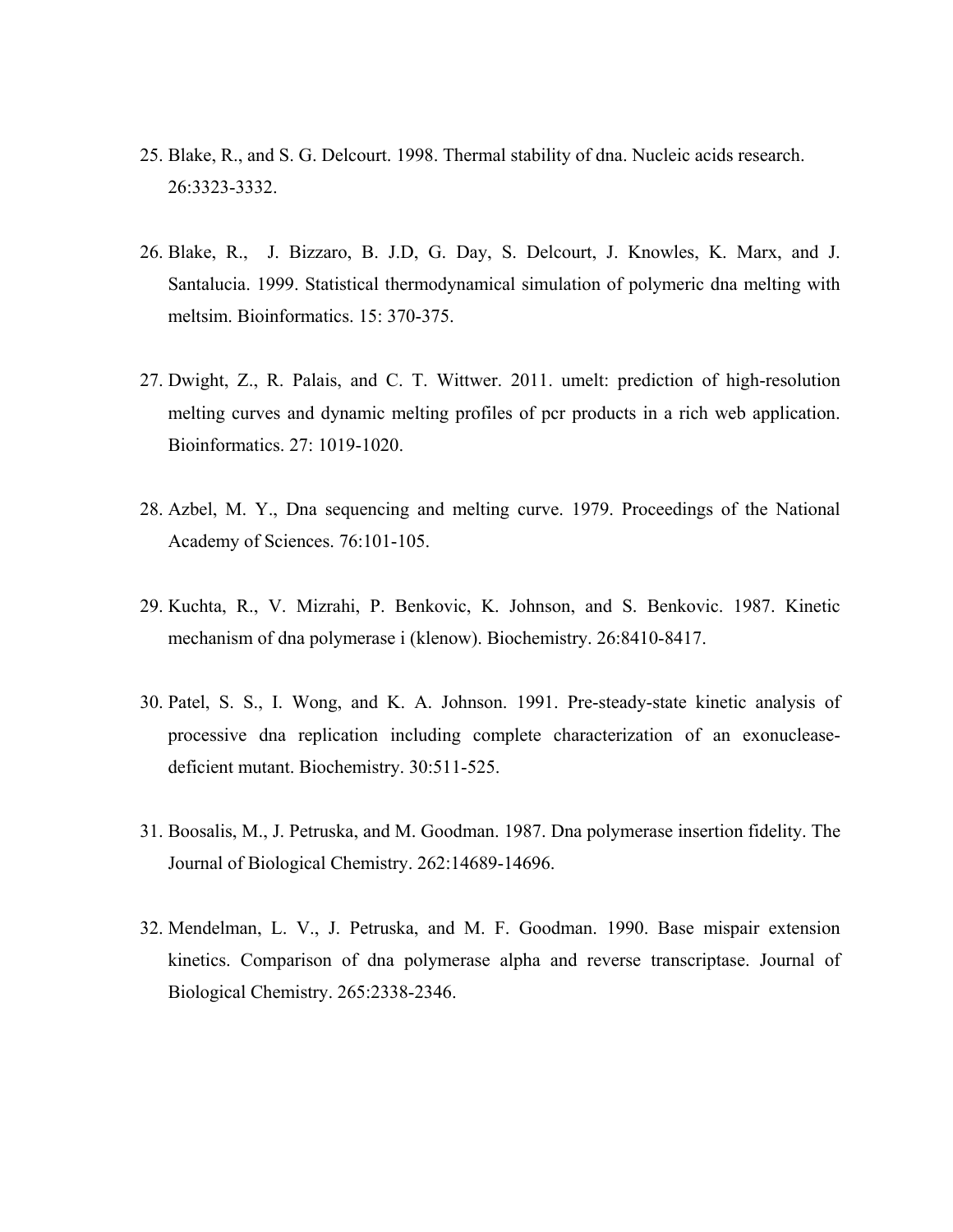25. Blake, R., and S. G. Delcourt. 1998. Thermal stability of dna. Nucleic acids research. 26:3323-3332.

26. Blake, R., J. Bizzaro, B. J.D, G. Day, S. Delcourt, J. Knowles, K. Marx, and J. Santalucia. 1999. Statistical thermodynamical simulation of polymeric dna melting with meltsim. Bioinformatics. 15: 370-375.

27. Dwight, Z., R. Palais, and C. T. Wittwer. 2011. umelt: prediction of high-resolution melting curves and dynamic melting profiles of pcr products in a rich web application. Bioinformatics. 27: 1019-1020.

28. Azbel, M. Y., Dna sequencing and melting curve. 1979. Proceedings of the National Academy of Sciences. 76:101-105.

29. Kuchta, R., V. Mizrahi, P. Benkovic, K. Johnson, and S. Benkovic. 1987. Kinetic mechanism of dna polymerase i (klenow). Biochemistry. 26:8410-8417.

30. Patel, S. S., I. Wong, and K. A. Johnson. 1991. Pre-steady-state kinetic analysis of processive dna replication including complete characterization of an exonuclease-deficient mutant. Biochemistry. 30:511-525.

31. Boosalis, M., J. Petruska, and M. Goodman. 1987. Dna polymerase insertion fidelity. The Journal of Biological Chemistry. 262:14689-14696.

32. Mendelman, L. V., J. Petruska, and M. F. Goodman. 1990. Base mispair extension kinetics. Comparison of dna polymerase alpha and reverse transcriptase. Journal of Biological Chemistry. 265:2338-2346.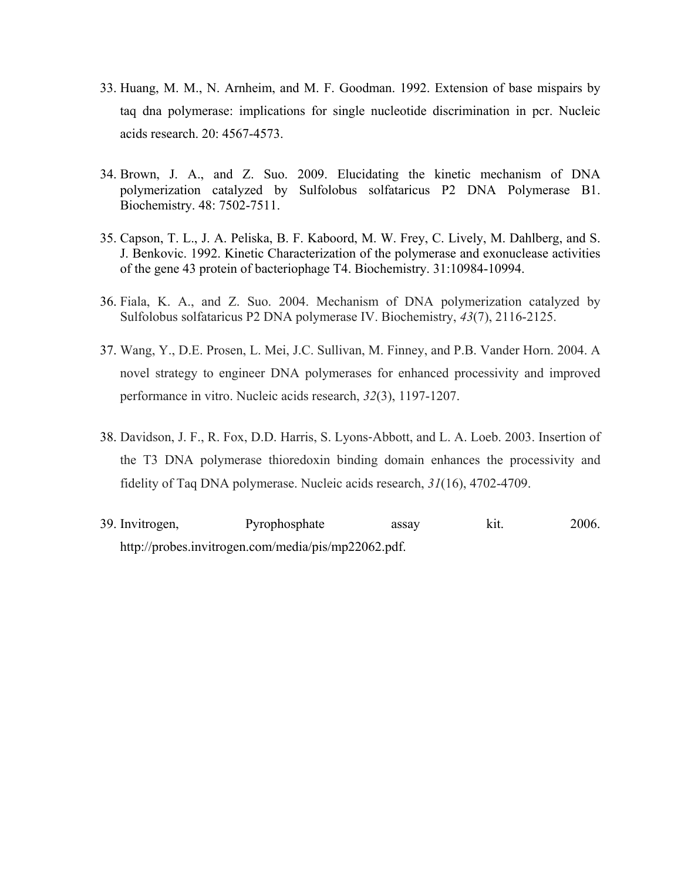33. Huang, M. M., N. Arnheim, and M. F. Goodman. 1992. Extension of base mispairs by taq dna polymerase: implications for single nucleotide discrimination in pcr. Nucleic acids research. 20: 4567-4573.

34. Brown, J. A., and Z. Suo. 2009. Elucidating the kinetic mechanism of DNA polymerization catalyzed by Sulfolobus solfataricus P2 DNA Polymerase B1. Biochemistry. 48: 7502-7511.

35. Capson, T. L., J. A. Peliska, B. F. Kaboord, M. W. Frey, C. Lively, M. Dahlberg, and S. J. Benkovic. 1992. Kinetic Characterization of the polymerase and exonuclease activities of the gene 43 protein of bacteriophage T4. Biochemistry. 31:10984-10994.

36. Fiala, K. A., and Z. Suo. 2004. Mechanism of DNA polymerization catalyzed by Sulfolobus solfataricus P2 DNA polymerase IV. Biochemistry, *43*(7), 2116-2125.

37. Wang, Y., D.E. Prosen, L. Mei, J.C. Sullivan, M. Finney, and P.B. Vander Horn. 2004. A novel strategy to engineer DNA polymerases for enhanced processivity and improved performance in vitro. Nucleic acids research, *32*(3), 1197-1207.

38. Davidson, J. F., R. Fox, D.D. Harris, S. Lyons-Abbott, and L. A. Loeb. 2003. Insertion of the T3 DNA polymerase thioredoxin binding domain enhances the processivity and fidelity of Taq DNA polymerase. Nucleic acids research, *31*(16), 4702-4709.

39. Invitrogen, Pyrophosphate assay kit. 2006. http://probes.invitrogen.com/media/pis/mp22062.pdf.